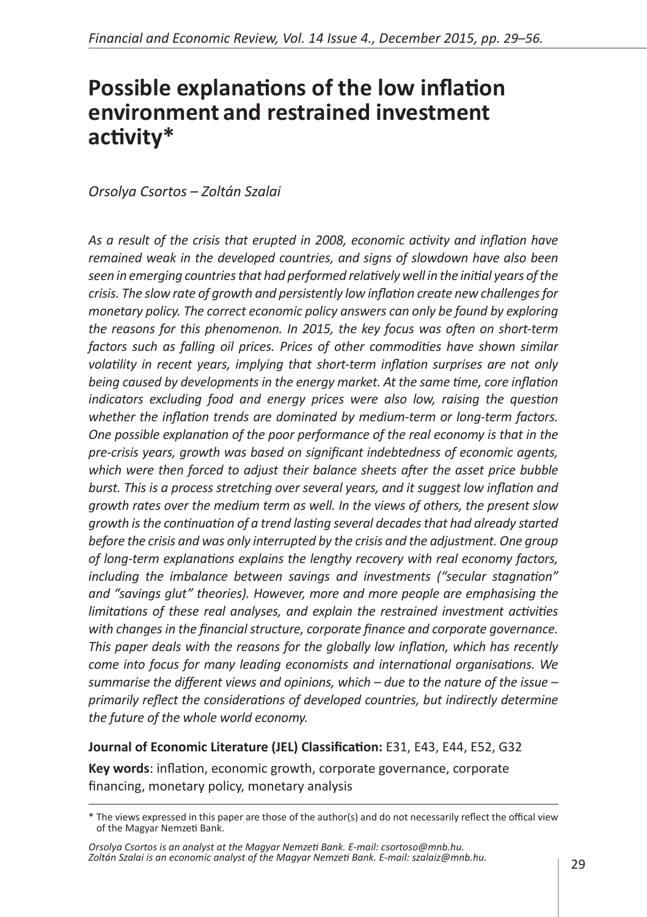# Possible explanations of the low inflation environment and restrained investment activity*

*Orsolya Csortos – Zoltán Szalai*

*As a result of the crisis that erupted in 2008, economic activity and inflation have remained weak in the developed countries, and signs of slowdown have also been seen in emerging countries that had performed relatively well in the initial years of the crisis. The slow rate of growth and persistently low inflation create new challenges for monetary policy. The correct economic policy answers can only be found by exploring the reasons for this phenomenon. In 2015, the key focus was often on short-term factors such as falling oil prices. Prices of other commodities have shown similar volatility in recent years, implying that short-term inflation surprises are not only being caused by developments in the energy market. At the same time, core inflation indicators excluding food and energy prices were also low, raising the question whether the inflation trends are dominated by medium-term or long-term factors. One possible explanation of the poor performance of the real economy is that in the pre-crisis years, growth was based on significant indebtedness of economic agents, which were then forced to adjust their balance sheets after the asset price bubble burst. This is a process stretching over several years, and it suggest low inflation and growth rates over the medium term as well. In the views of others, the present slow growth is the continuation of a trend lasting several decades that had already started before the crisis and was only interrupted by the crisis and the adjustment. One group of long-term explanations explains the lengthy recovery with real economy factors, including the imbalance between savings and investments ("secular stagnation" and "savings glut" theories). However, more and more people are emphasising the limitations of these real analyses, and explain the restrained investment activities with changes in the financial structure, corporate finance and corporate governance. This paper deals with the reasons for the globally low inflation, which has recently come into focus for many leading economists and international organisations. We summarise the different views and opinions, which – due to the nature of the issue – primarily reflect the considerations of developed countries, but indirectly determine the future of the whole world economy.*

**Journal of Economic Literature (JEL) Classification:** E31, E43, E44, E52, G32

**Key words**: inflation, economic growth, corporate governance, corporate financing, monetary policy, monetary analysis

---

\* The views expressed in this paper are those of the author(s) and do not necessarily reflect the offical view of the Magyar Nemzeti Bank.

*Orsolya Csortos is an analyst at the Magyar Nemzeti Bank. E-mail: csortoso@mnb.hu.*
*Zoltán Szalai is an economic analyst of the Magyar Nemzeti Bank. E-mail: szalaiz@mnb.hu.*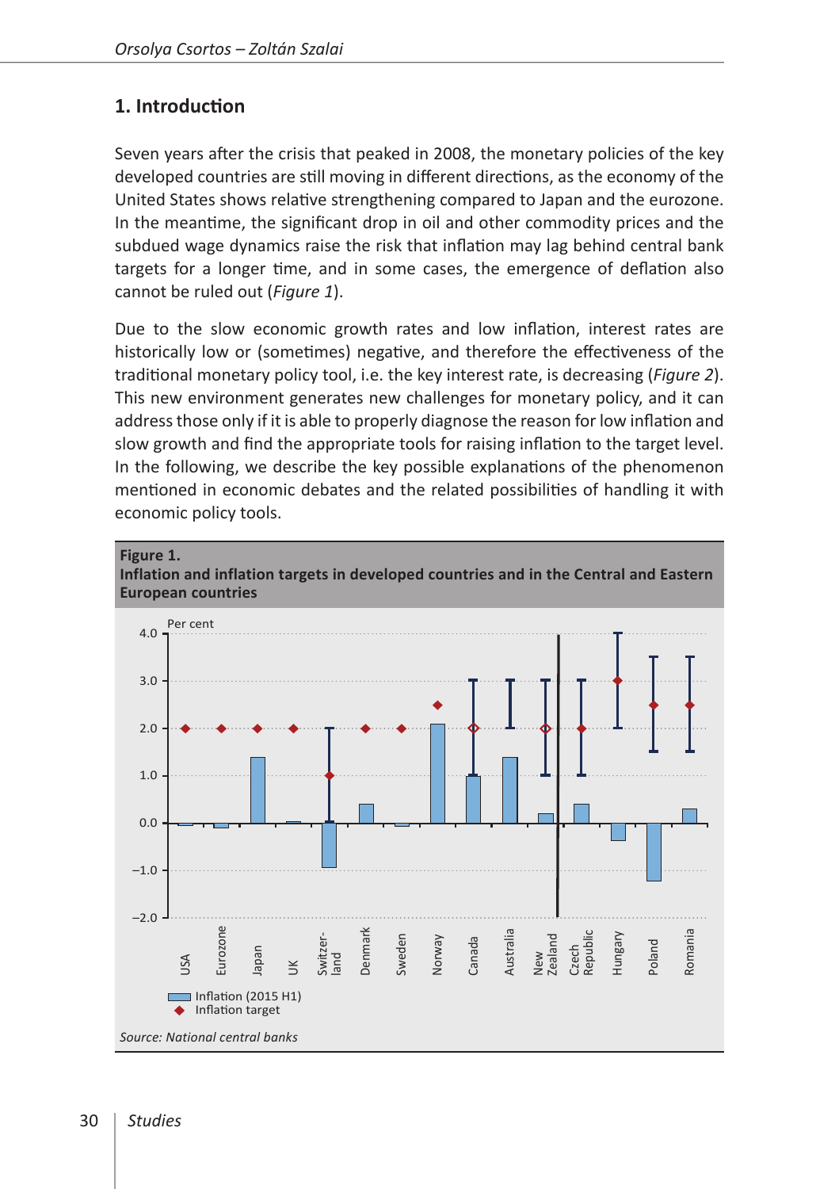## 1. Introduction

Seven years after the crisis that peaked in 2008, the monetary policies of the key developed countries are still moving in different directions, as the economy of the United States shows relative strengthening compared to Japan and the eurozone. In the meantime, the significant drop in oil and other commodity prices and the subdued wage dynamics raise the risk that inflation may lag behind central bank targets for a longer time, and in some cases, the emergence of deflation also cannot be ruled out (*Figure 1*).

Due to the slow economic growth rates and low inflation, interest rates are historically low or (sometimes) negative, and therefore the effectiveness of the traditional monetary policy tool, i.e. the key interest rate, is decreasing (*Figure 2*). This new environment generates new challenges for monetary policy, and it can address those only if it is able to properly diagnose the reason for low inflation and slow growth and find the appropriate tools for raising inflation to the target level. In the following, we describe the key possible explanations of the phenomenon mentioned in economic debates and the related possibilities of handling it with economic policy tools.

**Figure 1.**
**Inflation and inflation targets in developed countries and in the Central and Eastern European countries**

*Source: National central banks*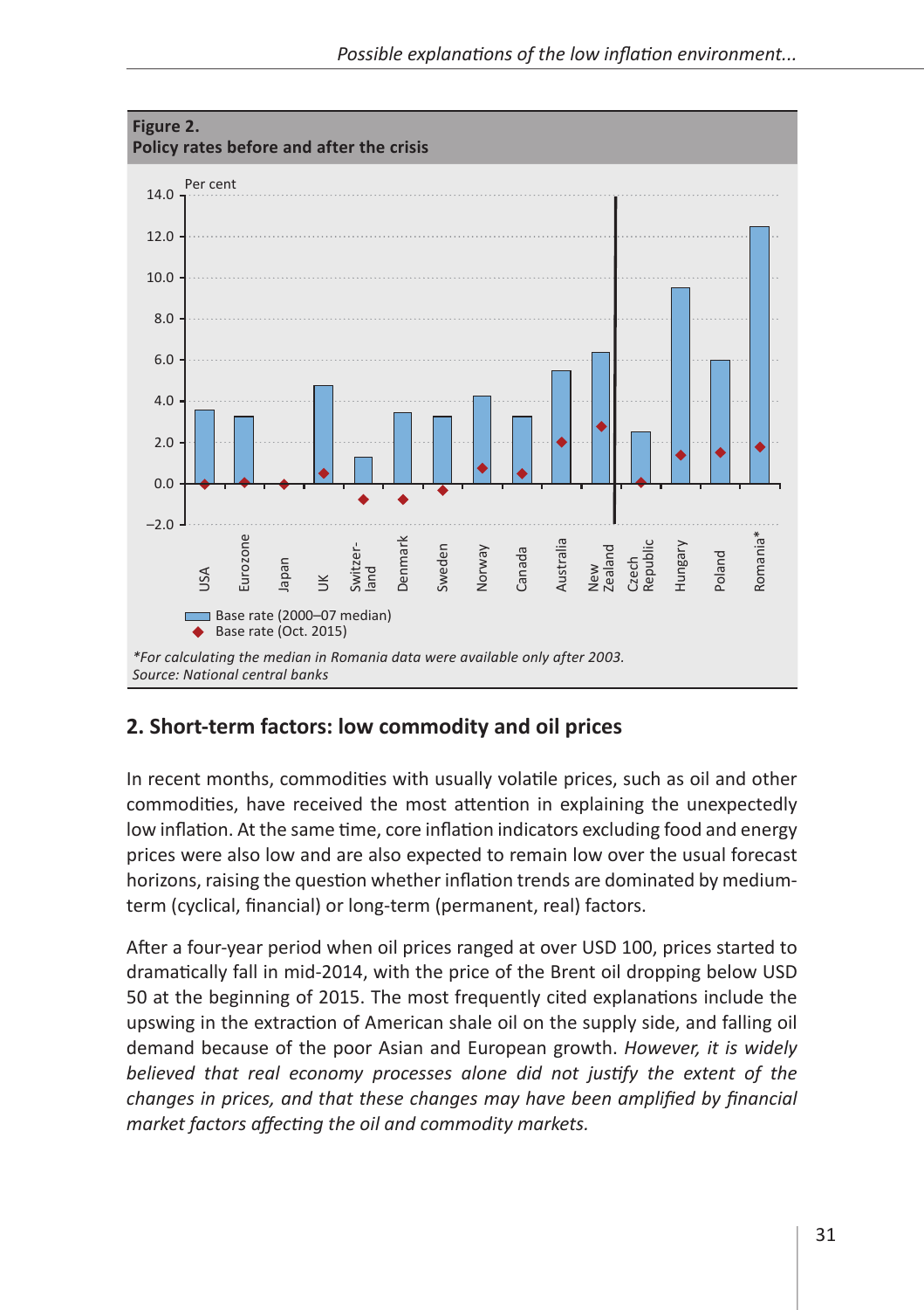**Figure 2.**
**Policy rates before and after the crisis**

*For calculating the median in Romania data were available only after 2003.*
*Source: National central banks*

## 2. Short-term factors: low commodity and oil prices

In recent months, commodities with usually volatile prices, such as oil and other commodities, have received the most attention in explaining the unexpectedly low inflation. At the same time, core inflation indicators excluding food and energy prices were also low and are also expected to remain low over the usual forecast horizons, raising the question whether inflation trends are dominated by medium-term (cyclical, financial) or long-term (permanent, real) factors.

After a four-year period when oil prices ranged at over USD 100, prices started to dramatically fall in mid-2014, with the price of the Brent oil dropping below USD 50 at the beginning of 2015. The most frequently cited explanations include the upswing in the extraction of American shale oil on the supply side, and falling oil demand because of the poor Asian and European growth. *However, it is widely believed that real economy processes alone did not justify the extent of the changes in prices, and that these changes may have been amplified by financial market factors affecting the oil and commodity markets.*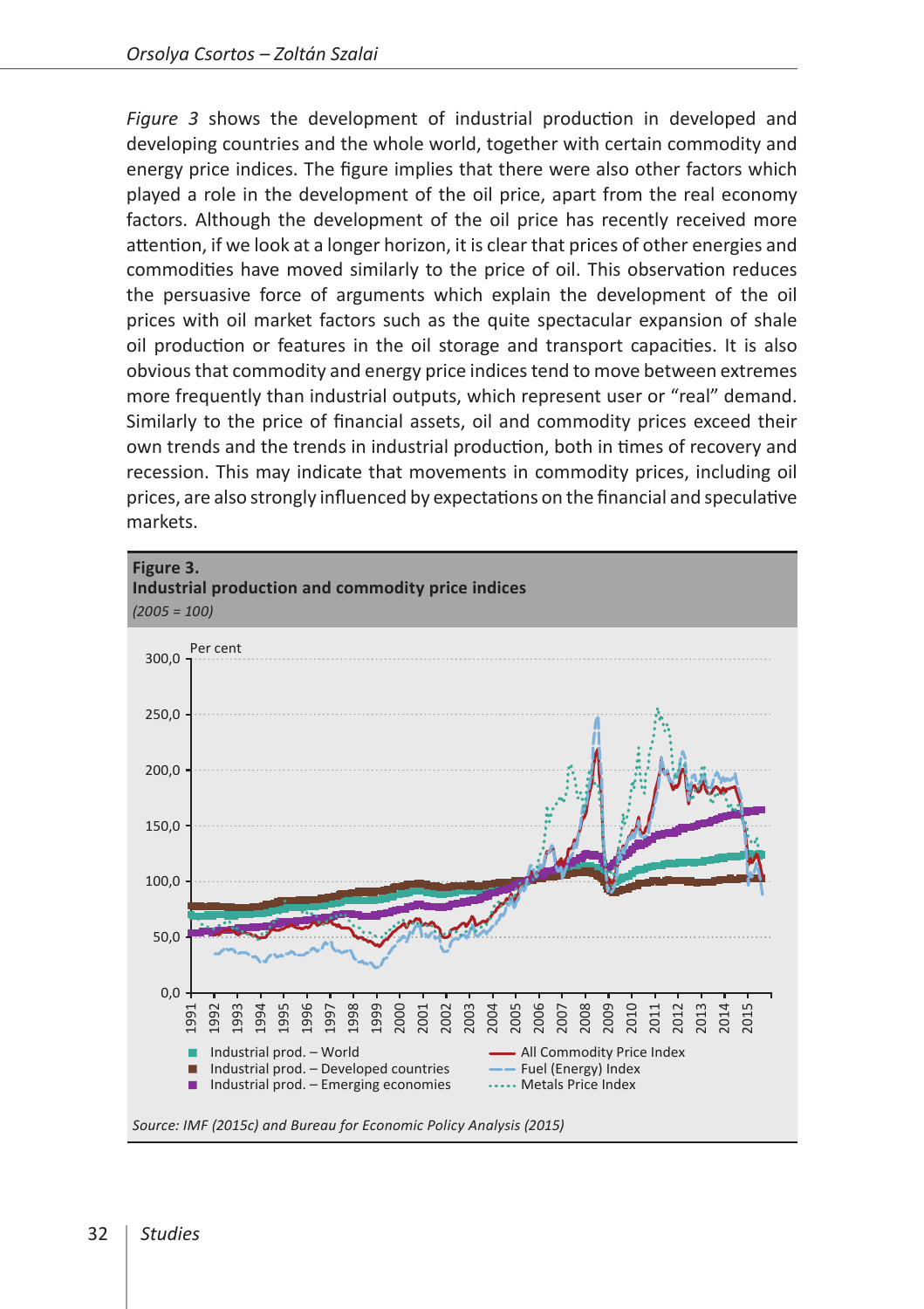*Figure 3* shows the development of industrial production in developed and developing countries and the whole world, together with certain commodity and energy price indices. The figure implies that there were also other factors which played a role in the development of the oil price, apart from the real economy factors. Although the development of the oil price has recently received more attention, if we look at a longer horizon, it is clear that prices of other energies and commodities have moved similarly to the price of oil. This observation reduces the persuasive force of arguments which explain the development of the oil prices with oil market factors such as the quite spectacular expansion of shale oil production or features in the oil storage and transport capacities. It is also obvious that commodity and energy price indices tend to move between extremes more frequently than industrial outputs, which represent user or "real" demand. Similarly to the price of financial assets, oil and commodity prices exceed their own trends and the trends in industrial production, both in times of recovery and recession. This may indicate that movements in commodity prices, including oil prices, are also strongly influenced by expectations on the financial and speculative markets.

**Figure 3.**
**Industrial production and commodity price indices**
*(2005 = 100)*

*Source: IMF (2015c) and Bureau for Economic Policy Analysis (2015)*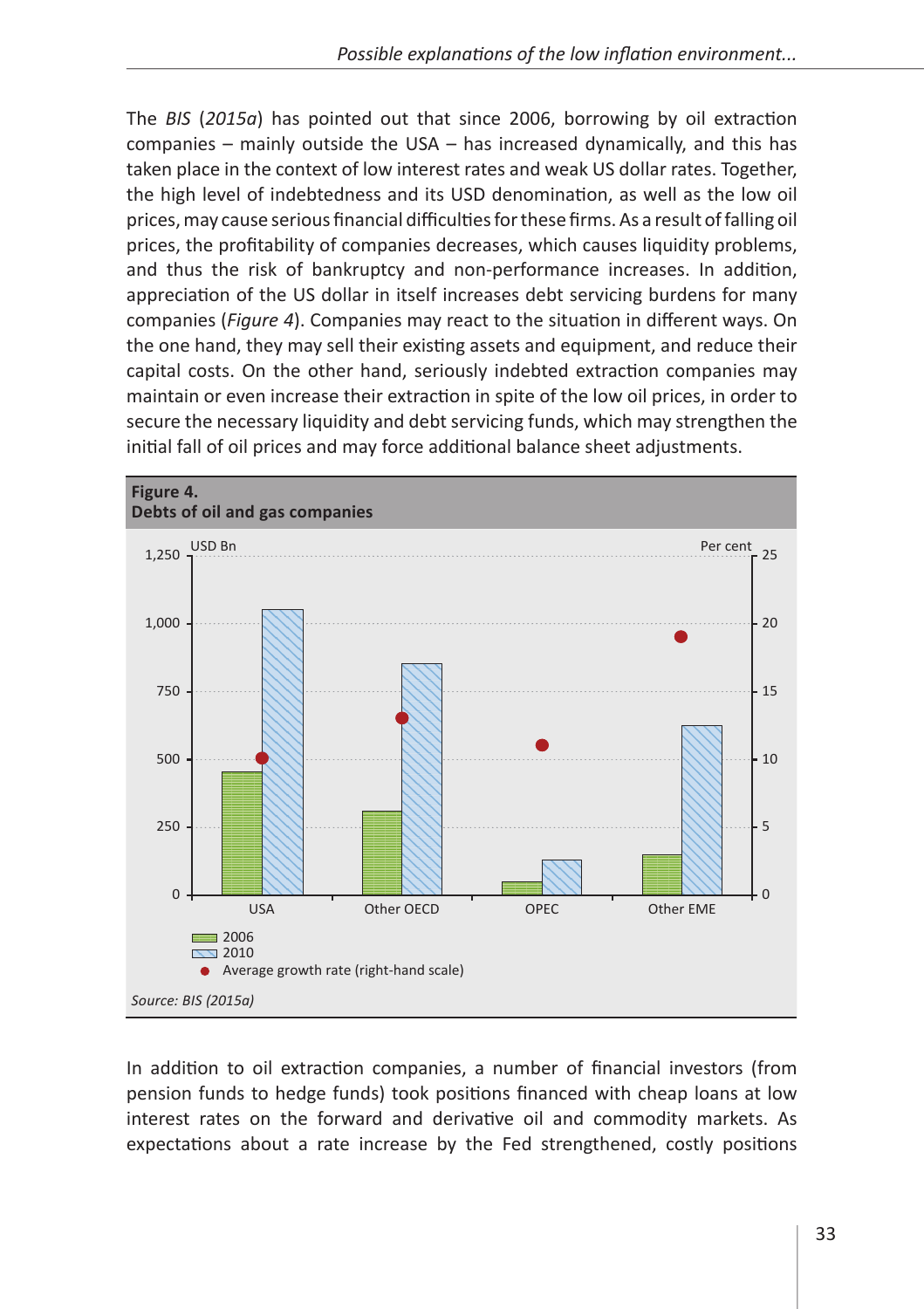The *BIS* (*2015a*) has pointed out that since 2006, borrowing by oil extraction companies – mainly outside the USA – has increased dynamically, and this has taken place in the context of low interest rates and weak US dollar rates. Together, the high level of indebtedness and its USD denomination, as well as the low oil prices, may cause serious financial difficulties for these firms. As a result of falling oil prices, the profitability of companies decreases, which causes liquidity problems, and thus the risk of bankruptcy and non-performance increases. In addition, appreciation of the US dollar in itself increases debt servicing burdens for many companies (*Figure 4*). Companies may react to the situation in different ways. On the one hand, they may sell their existing assets and equipment, and reduce their capital costs. On the other hand, seriously indebted extraction companies may maintain or even increase their extraction in spite of the low oil prices, in order to secure the necessary liquidity and debt servicing funds, which may strengthen the initial fall of oil prices and may force additional balance sheet adjustments.

**Figure 4.**
**Debts of oil and gas companies**

Source: BIS (2015a)

In addition to oil extraction companies, a number of financial investors (from pension funds to hedge funds) took positions financed with cheap loans at low interest rates on the forward and derivative oil and commodity markets. As expectations about a rate increase by the Fed strengthened, costly positions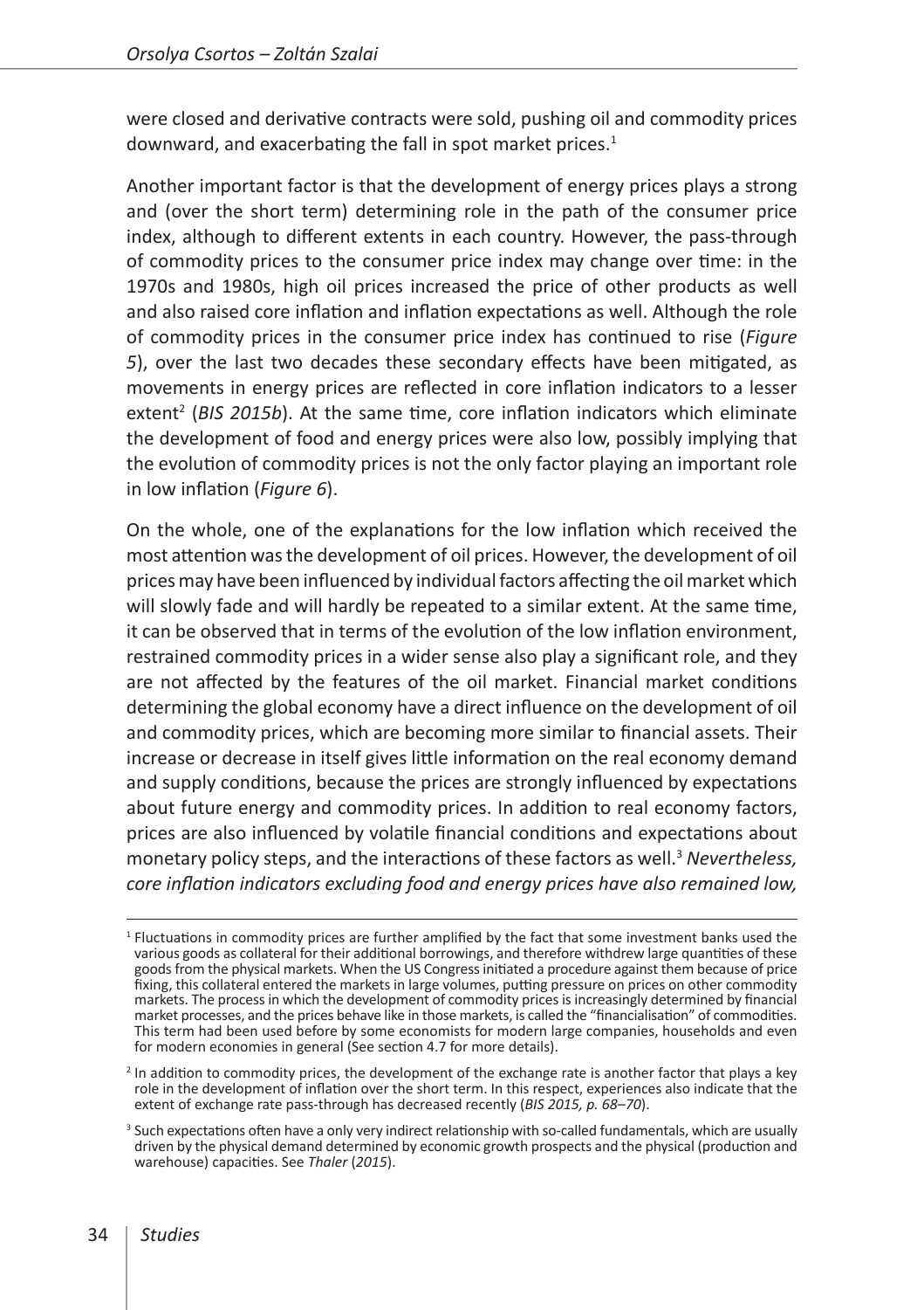were closed and derivative contracts were sold, pushing oil and commodity prices downward, and exacerbating the fall in spot market prices.[1]

Another important factor is that the development of energy prices plays a strong and (over the short term) determining role in the path of the consumer price index, although to different extents in each country. However, the pass-through of commodity prices to the consumer price index may change over time: in the 1970s and 1980s, high oil prices increased the price of other products as well and also raised core inflation and inflation expectations as well. Although the role of commodity prices in the consumer price index has continued to rise (*Figure 5*), over the last two decades these secondary effects have been mitigated, as movements in energy prices are reflected in core inflation indicators to a lesser extent[2] (*BIS 2015b*). At the same time, core inflation indicators which eliminate the development of food and energy prices were also low, possibly implying that the evolution of commodity prices is not the only factor playing an important role in low inflation (*Figure 6*).

On the whole, one of the explanations for the low inflation which received the most attention was the development of oil prices. However, the development of oil prices may have been influenced by individual factors affecting the oil market which will slowly fade and will hardly be repeated to a similar extent. At the same time, it can be observed that in terms of the evolution of the low inflation environment, restrained commodity prices in a wider sense also play a significant role, and they are not affected by the features of the oil market. Financial market conditions determining the global economy have a direct influence on the development of oil and commodity prices, which are becoming more similar to financial assets. Their increase or decrease in itself gives little information on the real economy demand and supply conditions, because the prices are strongly influenced by expectations about future energy and commodity prices. In addition to real economy factors, prices are also influenced by volatile financial conditions and expectations about monetary policy steps, and the interactions of these factors as well.[3] *Nevertheless, core inflation indicators excluding food and energy prices have also remained low,*

---

[1] Fluctuations in commodity prices are further amplified by the fact that some investment banks used the various goods as collateral for their additional borrowings, and therefore withdrew large quantities of these goods from the physical markets. When the US Congress initiated a procedure against them because of price fixing, this collateral entered the markets in large volumes, putting pressure on prices on other commodity markets. The process in which the development of commodity prices is increasingly determined by financial market processes, and the prices behave like in those markets, is called the "financialisation" of commodities. This term had been used before by some economists for modern large companies, households and even for modern economies in general (See section 4.7 for more details).

[2] In addition to commodity prices, the development of the exchange rate is another factor that plays a key role in the development of inflation over the short term. In this respect, experiences also indicate that the extent of exchange rate pass-through has decreased recently (*BIS 2015, p. 68–70*).

[3] Such expectations often have a only very indirect relationship with so-called fundamentals, which are usually driven by the physical demand determined by economic growth prospects and the physical (production and warehouse) capacities. See *Thaler* (*2015*).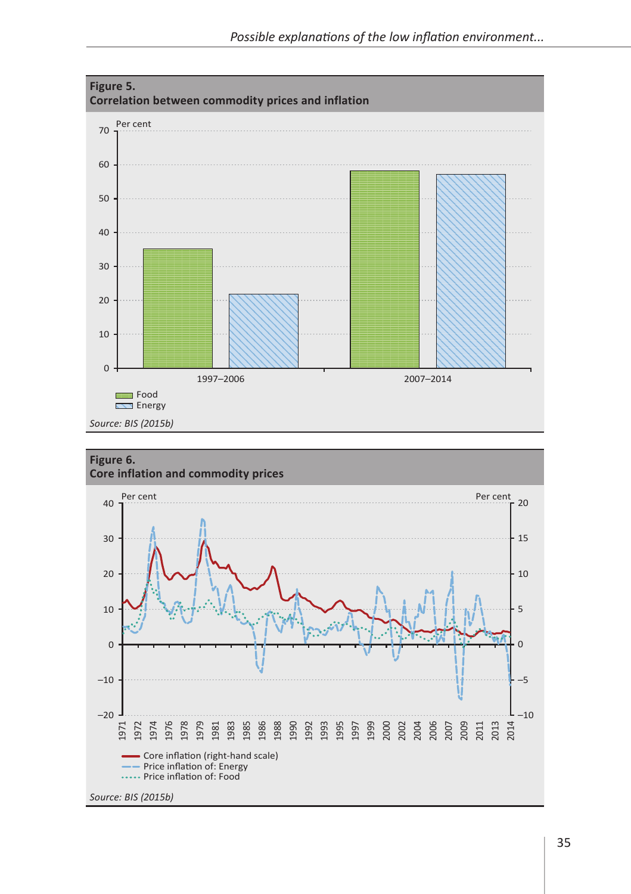**Figure 5.**
**Correlation between commodity prices and inflation**

Per cent

| | Food | Energy |
|---|---|---|
| 1997–2006 | ~35 | ~22 |
| 2007–2014 | ~58 | ~57 |

*Source: BIS (2015b)*

**Figure 6.**
**Core inflation and commodity prices**

Per cent (left-hand scale: –20 to 40; right-hand scale: –10 to 20), 1971–2014

- Core inflation (right-hand scale)
- Price inflation of: Energy
- Price inflation of: Food

*Source: BIS (2015b)*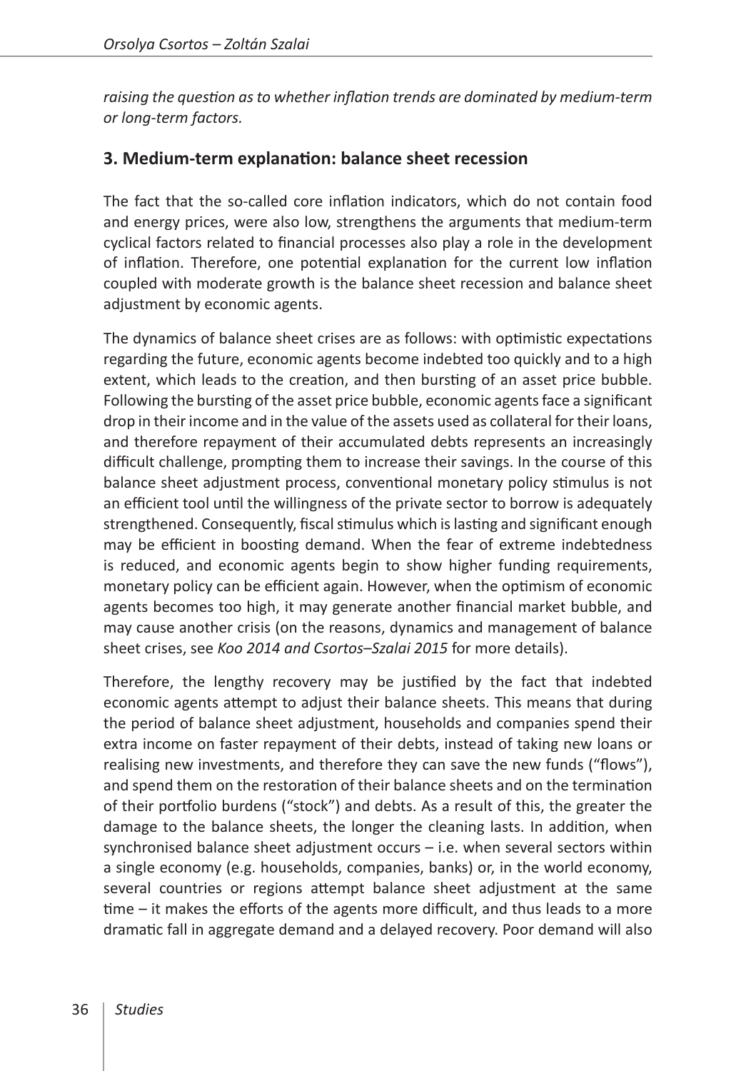*raising the question as to whether inflation trends are dominated by medium-term or long-term factors.*

## 3. Medium-term explanation: balance sheet recession

The fact that the so-called core inflation indicators, which do not contain food and energy prices, were also low, strengthens the arguments that medium-term cyclical factors related to financial processes also play a role in the development of inflation. Therefore, one potential explanation for the current low inflation coupled with moderate growth is the balance sheet recession and balance sheet adjustment by economic agents.

The dynamics of balance sheet crises are as follows: with optimistic expectations regarding the future, economic agents become indebted too quickly and to a high extent, which leads to the creation, and then bursting of an asset price bubble. Following the bursting of the asset price bubble, economic agents face a significant drop in their income and in the value of the assets used as collateral for their loans, and therefore repayment of their accumulated debts represents an increasingly difficult challenge, prompting them to increase their savings. In the course of this balance sheet adjustment process, conventional monetary policy stimulus is not an efficient tool until the willingness of the private sector to borrow is adequately strengthened. Consequently, fiscal stimulus which is lasting and significant enough may be efficient in boosting demand. When the fear of extreme indebtedness is reduced, and economic agents begin to show higher funding requirements, monetary policy can be efficient again. However, when the optimism of economic agents becomes too high, it may generate another financial market bubble, and may cause another crisis (on the reasons, dynamics and management of balance sheet crises, see *Koo 2014 and Csortos–Szalai 2015* for more details).

Therefore, the lengthy recovery may be justified by the fact that indebted economic agents attempt to adjust their balance sheets. This means that during the period of balance sheet adjustment, households and companies spend their extra income on faster repayment of their debts, instead of taking new loans or realising new investments, and therefore they can save the new funds ("flows"), and spend them on the restoration of their balance sheets and on the termination of their portfolio burdens ("stock") and debts. As a result of this, the greater the damage to the balance sheets, the longer the cleaning lasts. In addition, when synchronised balance sheet adjustment occurs – i.e. when several sectors within a single economy (e.g. households, companies, banks) or, in the world economy, several countries or regions attempt balance sheet adjustment at the same time – it makes the efforts of the agents more difficult, and thus leads to a more dramatic fall in aggregate demand and a delayed recovery. Poor demand will also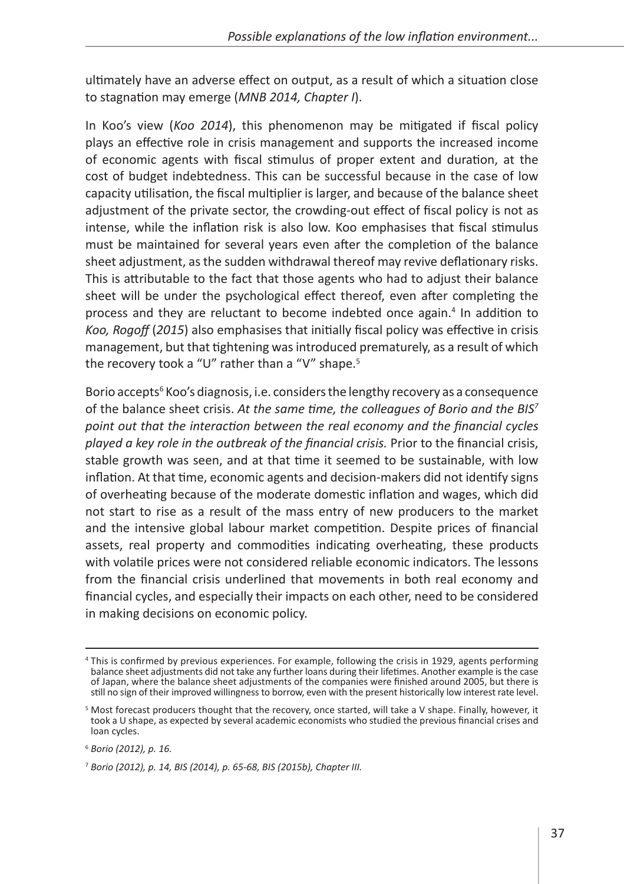ultimately have an adverse effect on output, as a result of which a situation close to stagnation may emerge (*MNB 2014, Chapter I*).

In Koo's view (*Koo 2014*), this phenomenon may be mitigated if fiscal policy plays an effective role in crisis management and supports the increased income of economic agents with fiscal stimulus of proper extent and duration, at the cost of budget indebtedness. This can be successful because in the case of low capacity utilisation, the fiscal multiplier is larger, and because of the balance sheet adjustment of the private sector, the crowding-out effect of fiscal policy is not as intense, while the inflation risk is also low. Koo emphasises that fiscal stimulus must be maintained for several years even after the completion of the balance sheet adjustment, as the sudden withdrawal thereof may revive deflationary risks. This is attributable to the fact that those agents who had to adjust their balance sheet will be under the psychological effect thereof, even after completing the process and they are reluctant to become indebted once again.[4] In addition to *Koo, Rogoff* (*2015*) also emphasises that initially fiscal policy was effective in crisis management, but that tightening was introduced prematurely, as a result of which the recovery took a "U" rather than a "V" shape.[5]

Borio accepts[6] Koo's diagnosis, i.e. considers the lengthy recovery as a consequence of the balance sheet crisis. *At the same time, the colleagues of Borio and the BIS[7] point out that the interaction between the real economy and the financial cycles played a key role in the outbreak of the financial crisis.* Prior to the financial crisis, stable growth was seen, and at that time it seemed to be sustainable, with low inflation. At that time, economic agents and decision-makers did not identify signs of overheating because of the moderate domestic inflation and wages, which did not start to rise as a result of the mass entry of new producers to the market and the intensive global labour market competition. Despite prices of financial assets, real property and commodities indicating overheating, these products with volatile prices were not considered reliable economic indicators. The lessons from the financial crisis underlined that movements in both real economy and financial cycles, and especially their impacts on each other, need to be considered in making decisions on economic policy.

---

[4] This is confirmed by previous experiences. For example, following the crisis in 1929, agents performing balance sheet adjustments did not take any further loans during their lifetimes. Another example is the case of Japan, where the balance sheet adjustments of the companies were finished around 2005, but there is still no sign of their improved willingness to borrow, even with the present historically low interest rate level.

[5] Most forecast producers thought that the recovery, once started, will take a V shape. Finally, however, it took a U shape, as expected by several academic economists who studied the previous financial crises and loan cycles.

[6] *Borio (2012), p. 16.*

[7] *Borio (2012), p. 14, BIS (2014), p. 65-68, BIS (2015b), Chapter III.*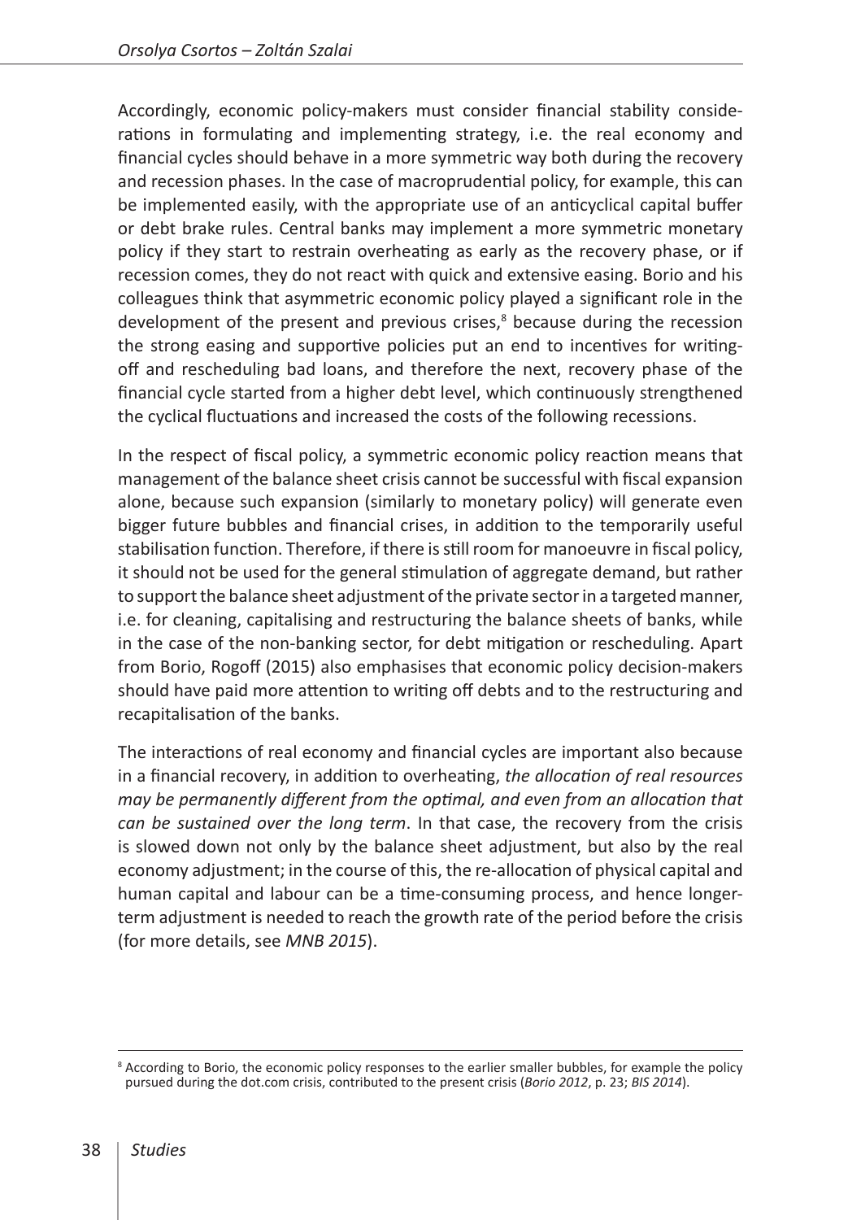Accordingly, economic policy-makers must consider financial stability considerations in formulating and implementing strategy, i.e. the real economy and financial cycles should behave in a more symmetric way both during the recovery and recession phases. In the case of macroprudential policy, for example, this can be implemented easily, with the appropriate use of an anticyclical capital buffer or debt brake rules. Central banks may implement a more symmetric monetary policy if they start to restrain overheating as early as the recovery phase, or if recession comes, they do not react with quick and extensive easing. Borio and his colleagues think that asymmetric economic policy played a significant role in the development of the present and previous crises,[8] because during the recession the strong easing and supportive policies put an end to incentives for writing-off and rescheduling bad loans, and therefore the next, recovery phase of the financial cycle started from a higher debt level, which continuously strengthened the cyclical fluctuations and increased the costs of the following recessions.

In the respect of fiscal policy, a symmetric economic policy reaction means that management of the balance sheet crisis cannot be successful with fiscal expansion alone, because such expansion (similarly to monetary policy) will generate even bigger future bubbles and financial crises, in addition to the temporarily useful stabilisation function. Therefore, if there is still room for manoeuvre in fiscal policy, it should not be used for the general stimulation of aggregate demand, but rather to support the balance sheet adjustment of the private sector in a targeted manner, i.e. for cleaning, capitalising and restructuring the balance sheets of banks, while in the case of the non-banking sector, for debt mitigation or rescheduling. Apart from Borio, Rogoff (2015) also emphasises that economic policy decision-makers should have paid more attention to writing off debts and to the restructuring and recapitalisation of the banks.

The interactions of real economy and financial cycles are important also because in a financial recovery, in addition to overheating, *the allocation of real resources may be permanently different from the optimal, and even from an allocation that can be sustained over the long term*. In that case, the recovery from the crisis is slowed down not only by the balance sheet adjustment, but also by the real economy adjustment; in the course of this, the re-allocation of physical capital and human capital and labour can be a time-consuming process, and hence longer-term adjustment is needed to reach the growth rate of the period before the crisis (for more details, see *MNB 2015*).

---

[8] According to Borio, the economic policy responses to the earlier smaller bubbles, for example the policy pursued during the dot.com crisis, contributed to the present crisis (*Borio 2012*, p. 23; *BIS 2014*).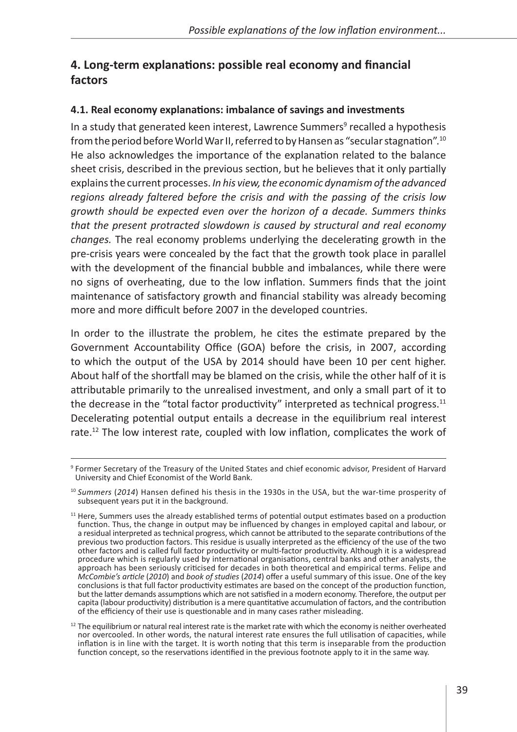## 4. Long-term explanations: possible real economy and financial factors

### 4.1. Real economy explanations: imbalance of savings and investments

In a study that generated keen interest, Lawrence Summers[9] recalled a hypothesis from the period before World War II, referred to by Hansen as "secular stagnation".[10] He also acknowledges the importance of the explanation related to the balance sheet crisis, described in the previous section, but he believes that it only partially explains the current processes. *In his view, the economic dynamism of the advanced regions already faltered before the crisis and with the passing of the crisis low growth should be expected even over the horizon of a decade. Summers thinks that the present protracted slowdown is caused by structural and real economy changes.* The real economy problems underlying the decelerating growth in the pre-crisis years were concealed by the fact that the growth took place in parallel with the development of the financial bubble and imbalances, while there were no signs of overheating, due to the low inflation. Summers finds that the joint maintenance of satisfactory growth and financial stability was already becoming more and more difficult before 2007 in the developed countries.

In order to the illustrate the problem, he cites the estimate prepared by the Government Accountability Office (GOA) before the crisis, in 2007, according to which the output of the USA by 2014 should have been 10 per cent higher. About half of the shortfall may be blamed on the crisis, while the other half of it is attributable primarily to the unrealised investment, and only a small part of it to the decrease in the "total factor productivity" interpreted as technical progress.[11] Decelerating potential output entails a decrease in the equilibrium real interest rate.[12] The low interest rate, coupled with low inflation, complicates the work of

---

[9] Former Secretary of the Treasury of the United States and chief economic advisor, President of Harvard University and Chief Economist of the World Bank.

[10] *Summers* (*2014*) Hansen defined his thesis in the 1930s in the USA, but the war-time prosperity of subsequent years put it in the background.

[11] Here, Summers uses the already established terms of potential output estimates based on a production function. Thus, the change in output may be influenced by changes in employed capital and labour, or a residual interpreted as technical progress, which cannot be attributed to the separate contributions of the previous two production factors. This residue is usually interpreted as the efficiency of the use of the two other factors and is called full factor productivity or multi-factor productivity. Although it is a widespread procedure which is regularly used by international organisations, central banks and other analysts, the approach has been seriously criticised for decades in both theoretical and empirical terms. Felipe and *McCombie's article* (*2010*) and *book of studies* (*2014*) offer a useful summary of this issue. One of the key conclusions is that full factor productivity estimates are based on the concept of the production function, but the latter demands assumptions which are not satisfied in a modern economy. Therefore, the output per capita (labour productivity) distribution is a mere quantitative accumulation of factors, and the contribution of the efficiency of their use is questionable and in many cases rather misleading.

[12] The equilibrium or natural real interest rate is the market rate with which the economy is neither overheated nor overcooled. In other words, the natural interest rate ensures the full utilisation of capacities, while inflation is in line with the target. It is worth noting that this term is inseparable from the production function concept, so the reservations identified in the previous footnote apply to it in the same way.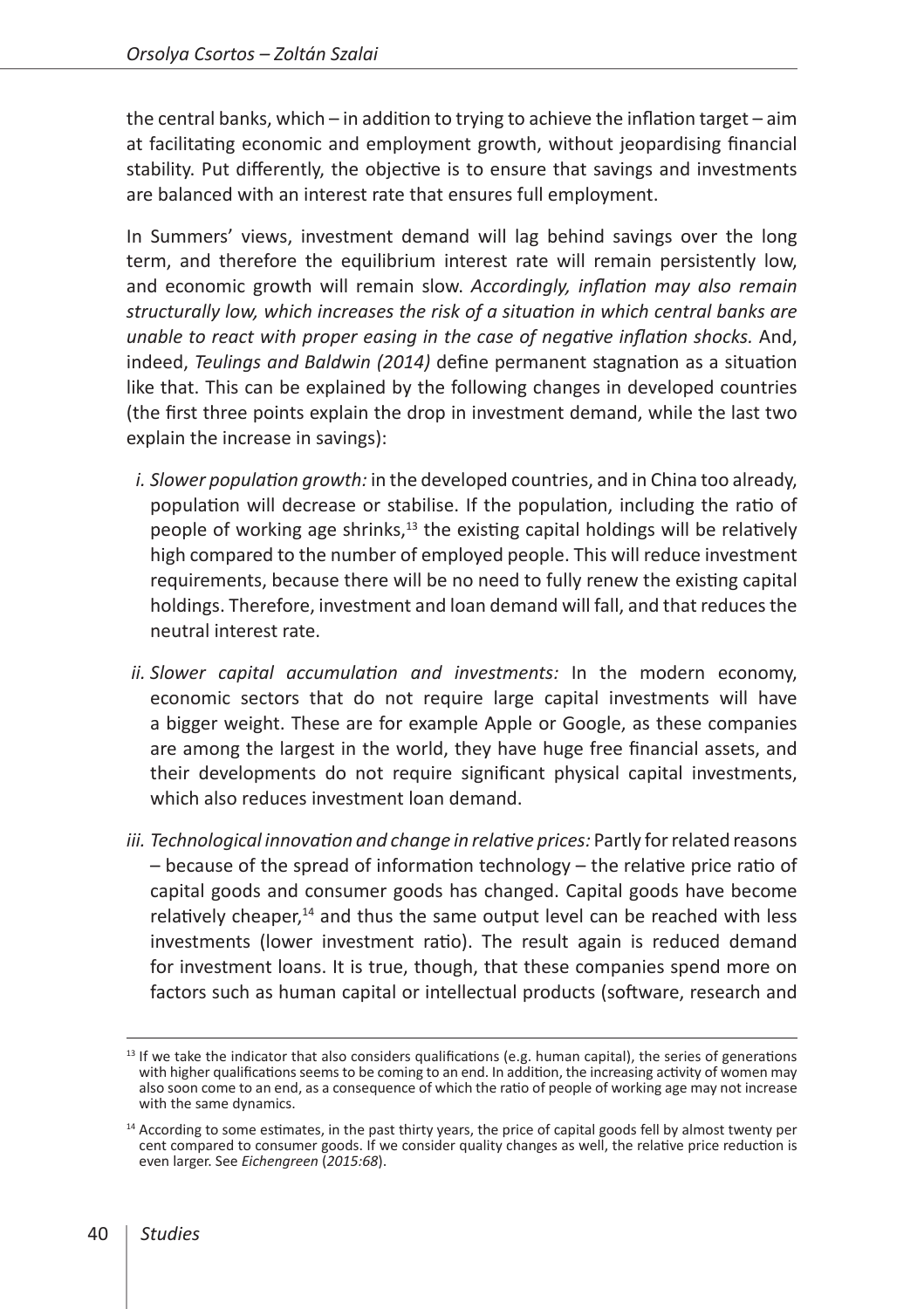the central banks, which – in addition to trying to achieve the inflation target – aim at facilitating economic and employment growth, without jeopardising financial stability. Put differently, the objective is to ensure that savings and investments are balanced with an interest rate that ensures full employment.

In Summers' views, investment demand will lag behind savings over the long term, and therefore the equilibrium interest rate will remain persistently low, and economic growth will remain slow. *Accordingly, inflation may also remain structurally low, which increases the risk of a situation in which central banks are unable to react with proper easing in the case of negative inflation shocks.* And, indeed, *Teulings and Baldwin (2014)* define permanent stagnation as a situation like that. This can be explained by the following changes in developed countries (the first three points explain the drop in investment demand, while the last two explain the increase in savings):

i. *Slower population growth:* in the developed countries, and in China too already, population will decrease or stabilise. If the population, including the ratio of people of working age shrinks,[13] the existing capital holdings will be relatively high compared to the number of employed people. This will reduce investment requirements, because there will be no need to fully renew the existing capital holdings. Therefore, investment and loan demand will fall, and that reduces the neutral interest rate.

ii. *Slower capital accumulation and investments:* In the modern economy, economic sectors that do not require large capital investments will have a bigger weight. These are for example Apple or Google, as these companies are among the largest in the world, they have huge free financial assets, and their developments do not require significant physical capital investments, which also reduces investment loan demand.

iii. *Technological innovation and change in relative prices:* Partly for related reasons – because of the spread of information technology – the relative price ratio of capital goods and consumer goods has changed. Capital goods have become relatively cheaper,[14] and thus the same output level can be reached with less investments (lower investment ratio). The result again is reduced demand for investment loans. It is true, though, that these companies spend more on factors such as human capital or intellectual products (software, research and

---

[13] If we take the indicator that also considers qualifications (e.g. human capital), the series of generations with higher qualifications seems to be coming to an end. In addition, the increasing activity of women may also soon come to an end, as a consequence of which the ratio of people of working age may not increase with the same dynamics.

[14] According to some estimates, in the past thirty years, the price of capital goods fell by almost twenty per cent compared to consumer goods. If we consider quality changes as well, the relative price reduction is even larger. See *Eichengreen* (*2015:68*).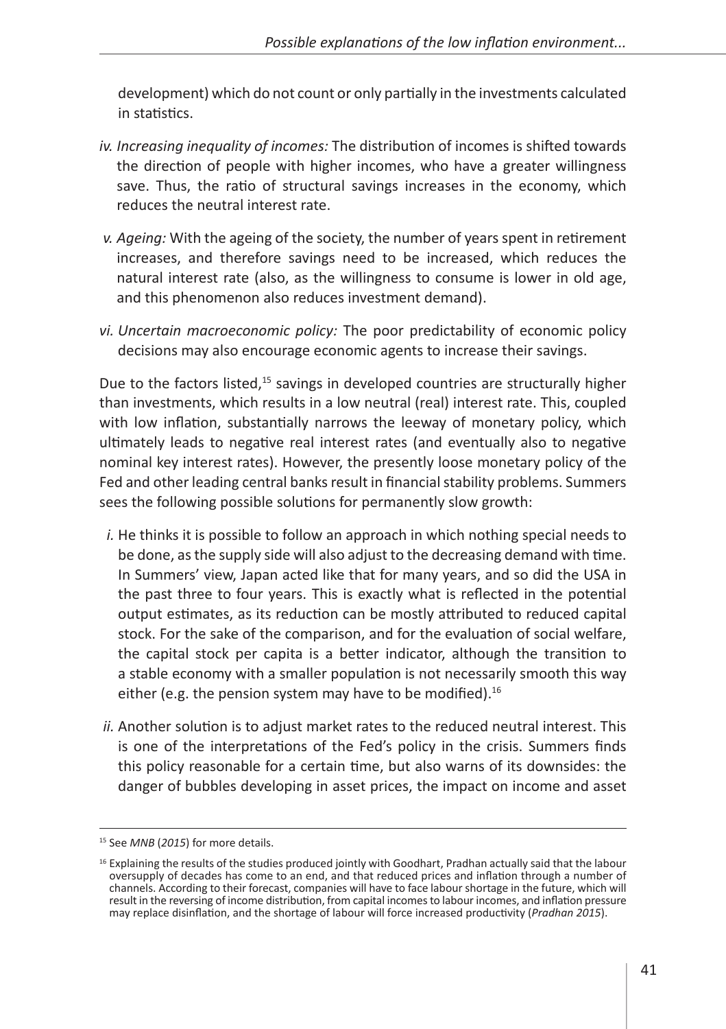development) which do not count or only partially in the investments calculated in statistics.

*iv. Increasing inequality of incomes:* The distribution of incomes is shifted towards the direction of people with higher incomes, who have a greater willingness save. Thus, the ratio of structural savings increases in the economy, which reduces the neutral interest rate.

*v. Ageing:* With the ageing of the society, the number of years spent in retirement increases, and therefore savings need to be increased, which reduces the natural interest rate (also, as the willingness to consume is lower in old age, and this phenomenon also reduces investment demand).

*vi. Uncertain macroeconomic policy:* The poor predictability of economic policy decisions may also encourage economic agents to increase their savings.

Due to the factors listed,[15] savings in developed countries are structurally higher than investments, which results in a low neutral (real) interest rate. This, coupled with low inflation, substantially narrows the leeway of monetary policy, which ultimately leads to negative real interest rates (and eventually also to negative nominal key interest rates). However, the presently loose monetary policy of the Fed and other leading central banks result in financial stability problems. Summers sees the following possible solutions for permanently slow growth:

*i.* He thinks it is possible to follow an approach in which nothing special needs to be done, as the supply side will also adjust to the decreasing demand with time. In Summers' view, Japan acted like that for many years, and so did the USA in the past three to four years. This is exactly what is reflected in the potential output estimates, as its reduction can be mostly attributed to reduced capital stock. For the sake of the comparison, and for the evaluation of social welfare, the capital stock per capita is a better indicator, although the transition to a stable economy with a smaller population is not necessarily smooth this way either (e.g. the pension system may have to be modified).[16]

*ii.* Another solution is to adjust market rates to the reduced neutral interest. This is one of the interpretations of the Fed's policy in the crisis. Summers finds this policy reasonable for a certain time, but also warns of its downsides: the danger of bubbles developing in asset prices, the impact on income and asset

---

[15] See *MNB* (*2015*) for more details.

[16] Explaining the results of the studies produced jointly with Goodhart, Pradhan actually said that the labour oversupply of decades has come to an end, and that reduced prices and inflation through a number of channels. According to their forecast, companies will have to face labour shortage in the future, which will result in the reversing of income distribution, from capital incomes to labour incomes, and inflation pressure may replace disinflation, and the shortage of labour will force increased productivity (*Pradhan 2015*).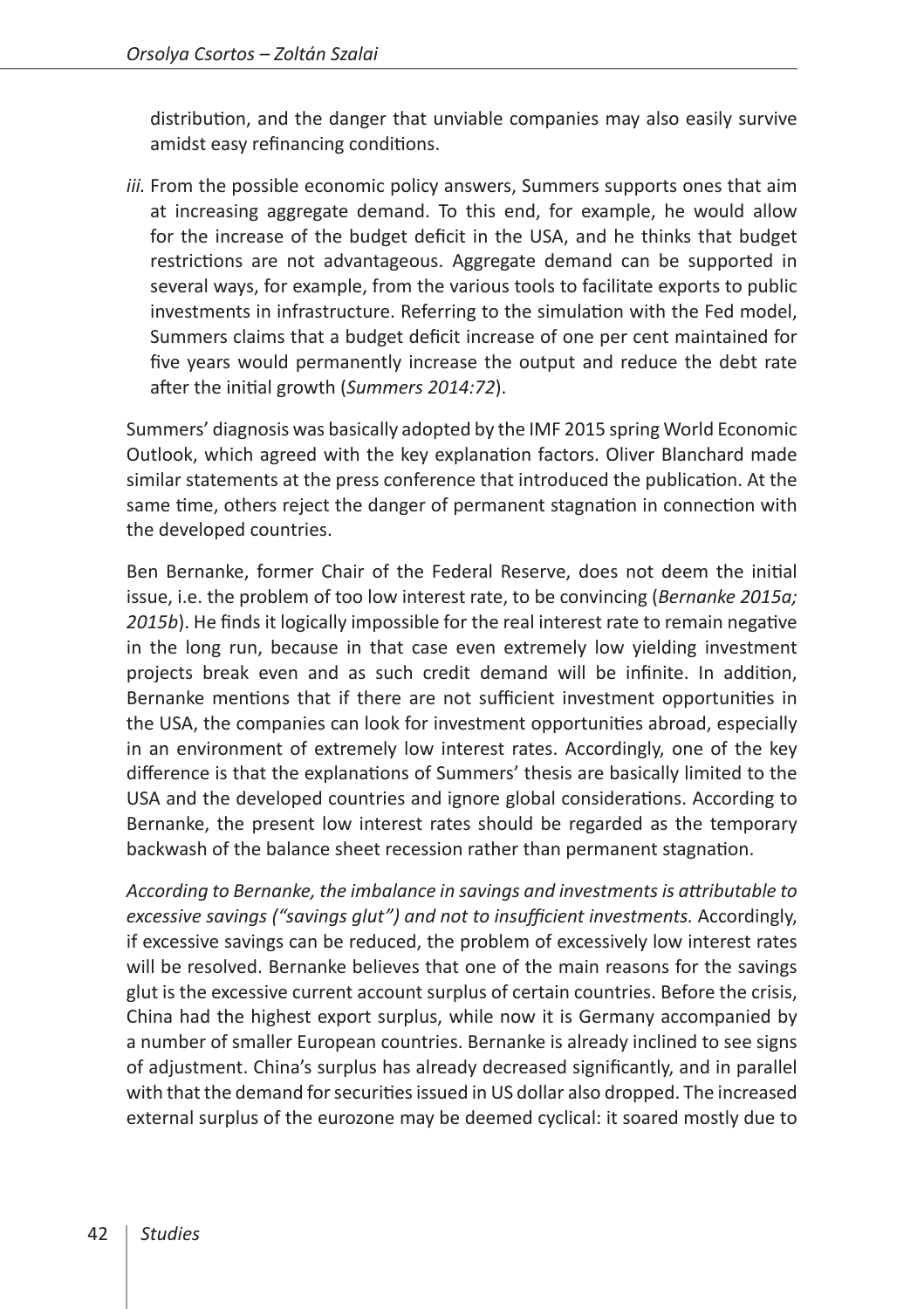distribution, and the danger that unviable companies may also easily survive amidst easy refinancing conditions.

*iii.* From the possible economic policy answers, Summers supports ones that aim at increasing aggregate demand. To this end, for example, he would allow for the increase of the budget deficit in the USA, and he thinks that budget restrictions are not advantageous. Aggregate demand can be supported in several ways, for example, from the various tools to facilitate exports to public investments in infrastructure. Referring to the simulation with the Fed model, Summers claims that a budget deficit increase of one per cent maintained for five years would permanently increase the output and reduce the debt rate after the initial growth (*Summers 2014:72*).

Summers' diagnosis was basically adopted by the IMF 2015 spring World Economic Outlook, which agreed with the key explanation factors. Oliver Blanchard made similar statements at the press conference that introduced the publication. At the same time, others reject the danger of permanent stagnation in connection with the developed countries.

Ben Bernanke, former Chair of the Federal Reserve, does not deem the initial issue, i.e. the problem of too low interest rate, to be convincing (*Bernanke 2015a; 2015b*). He finds it logically impossible for the real interest rate to remain negative in the long run, because in that case even extremely low yielding investment projects break even and as such credit demand will be infinite. In addition, Bernanke mentions that if there are not sufficient investment opportunities in the USA, the companies can look for investment opportunities abroad, especially in an environment of extremely low interest rates. Accordingly, one of the key difference is that the explanations of Summers' thesis are basically limited to the USA and the developed countries and ignore global considerations. According to Bernanke, the present low interest rates should be regarded as the temporary backwash of the balance sheet recession rather than permanent stagnation.

*According to Bernanke, the imbalance in savings and investments is attributable to excessive savings ("savings glut") and not to insufficient investments.* Accordingly, if excessive savings can be reduced, the problem of excessively low interest rates will be resolved. Bernanke believes that one of the main reasons for the savings glut is the excessive current account surplus of certain countries. Before the crisis, China had the highest export surplus, while now it is Germany accompanied by a number of smaller European countries. Bernanke is already inclined to see signs of adjustment. China's surplus has already decreased significantly, and in parallel with that the demand for securities issued in US dollar also dropped. The increased external surplus of the eurozone may be deemed cyclical: it soared mostly due to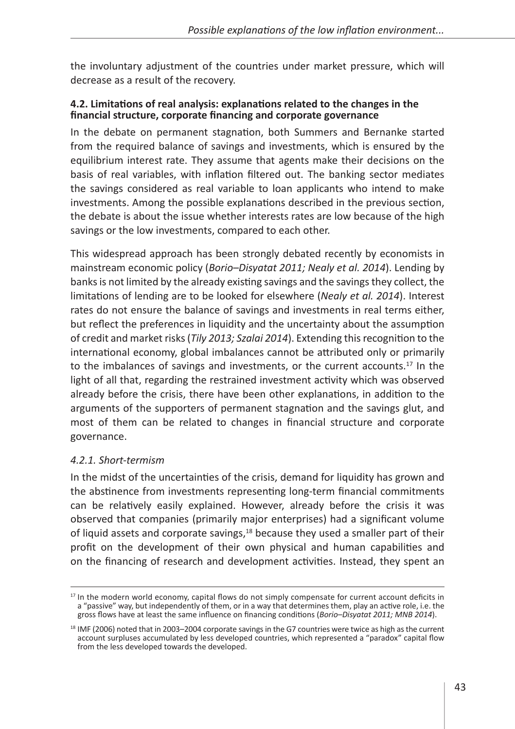the involuntary adjustment of the countries under market pressure, which will decrease as a result of the recovery.

### 4.2. Limitations of real analysis: explanations related to the changes in the financial structure, corporate financing and corporate governance

In the debate on permanent stagnation, both Summers and Bernanke started from the required balance of savings and investments, which is ensured by the equilibrium interest rate. They assume that agents make their decisions on the basis of real variables, with inflation filtered out. The banking sector mediates the savings considered as real variable to loan applicants who intend to make investments. Among the possible explanations described in the previous section, the debate is about the issue whether interests rates are low because of the high savings or the low investments, compared to each other.

This widespread approach has been strongly debated recently by economists in mainstream economic policy (*Borio–Disyatat 2011; Nealy et al. 2014*). Lending by banks is not limited by the already existing savings and the savings they collect, the limitations of lending are to be looked for elsewhere (*Nealy et al. 2014*). Interest rates do not ensure the balance of savings and investments in real terms either, but reflect the preferences in liquidity and the uncertainty about the assumption of credit and market risks (*Tily 2013; Szalai 2014*). Extending this recognition to the international economy, global imbalances cannot be attributed only or primarily to the imbalances of savings and investments, or the current accounts.[17] In the light of all that, regarding the restrained investment activity which was observed already before the crisis, there have been other explanations, in addition to the arguments of the supporters of permanent stagnation and the savings glut, and most of them can be related to changes in financial structure and corporate governance.

#### *4.2.1. Short-termism*

In the midst of the uncertainties of the crisis, demand for liquidity has grown and the abstinence from investments representing long-term financial commitments can be relatively easily explained. However, already before the crisis it was observed that companies (primarily major enterprises) had a significant volume of liquid assets and corporate savings,[18] because they used a smaller part of their profit on the development of their own physical and human capabilities and on the financing of research and development activities. Instead, they spent an

---

[17] In the modern world economy, capital flows do not simply compensate for current account deficits in a "passive" way, but independently of them, or in a way that determines them, play an active role, i.e. the gross flows have at least the same influence on financing conditions (*Borio–Disyatat 2011; MNB 2014*).

[18] IMF (2006) noted that in 2003–2004 corporate savings in the G7 countries were twice as high as the current account surpluses accumulated by less developed countries, which represented a "paradox" capital flow from the less developed towards the developed.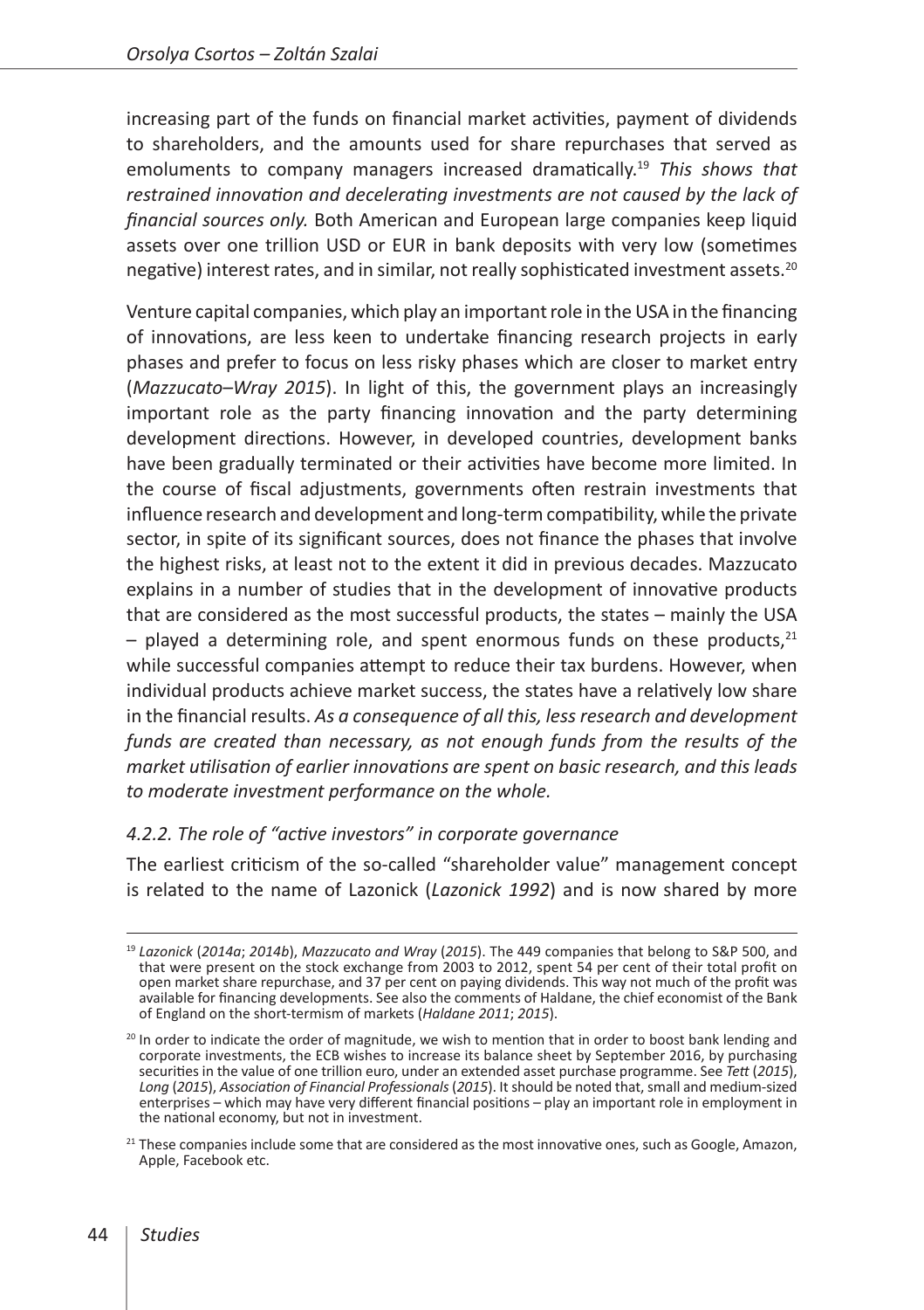increasing part of the funds on financial market activities, payment of dividends to shareholders, and the amounts used for share repurchases that served as emoluments to company managers increased dramatically.[19] *This shows that restrained innovation and decelerating investments are not caused by the lack of financial sources only.* Both American and European large companies keep liquid assets over one trillion USD or EUR in bank deposits with very low (sometimes negative) interest rates, and in similar, not really sophisticated investment assets.[20]

Venture capital companies, which play an important role in the USA in the financing of innovations, are less keen to undertake financing research projects in early phases and prefer to focus on less risky phases which are closer to market entry (*Mazzucato–Wray 2015*). In light of this, the government plays an increasingly important role as the party financing innovation and the party determining development directions. However, in developed countries, development banks have been gradually terminated or their activities have become more limited. In the course of fiscal adjustments, governments often restrain investments that influence research and development and long-term compatibility, while the private sector, in spite of its significant sources, does not finance the phases that involve the highest risks, at least not to the extent it did in previous decades. Mazzucato explains in a number of studies that in the development of innovative products that are considered as the most successful products, the states – mainly the USA – played a determining role, and spent enormous funds on these products,[21] while successful companies attempt to reduce their tax burdens. However, when individual products achieve market success, the states have a relatively low share in the financial results. *As a consequence of all this, less research and development funds are created than necessary, as not enough funds from the results of the market utilisation of earlier innovations are spent on basic research, and this leads to moderate investment performance on the whole.*

### *4.2.2. The role of "active investors" in corporate governance*

The earliest criticism of the so-called "shareholder value" management concept is related to the name of Lazonick (*Lazonick 1992*) and is now shared by more

---

[19] *Lazonick* (*2014a*; *2014b*), *Mazzucato and Wray* (*2015*). The 449 companies that belong to S&P 500, and that were present on the stock exchange from 2003 to 2012, spent 54 per cent of their total profit on open market share repurchase, and 37 per cent on paying dividends. This way not much of the profit was available for financing developments. See also the comments of Haldane, the chief economist of the Bank of England on the short-termism of markets (*Haldane 2011*; *2015*).

[20] In order to indicate the order of magnitude, we wish to mention that in order to boost bank lending and corporate investments, the ECB wishes to increase its balance sheet by September 2016, by purchasing securities in the value of one trillion euro, under an extended asset purchase programme. See *Tett* (*2015*), *Long* (*2015*), *Association of Financial Professionals* (*2015*). It should be noted that, small and medium-sized enterprises – which may have very different financial positions – play an important role in employment in the national economy, but not in investment.

[21] These companies include some that are considered as the most innovative ones, such as Google, Amazon, Apple, Facebook etc.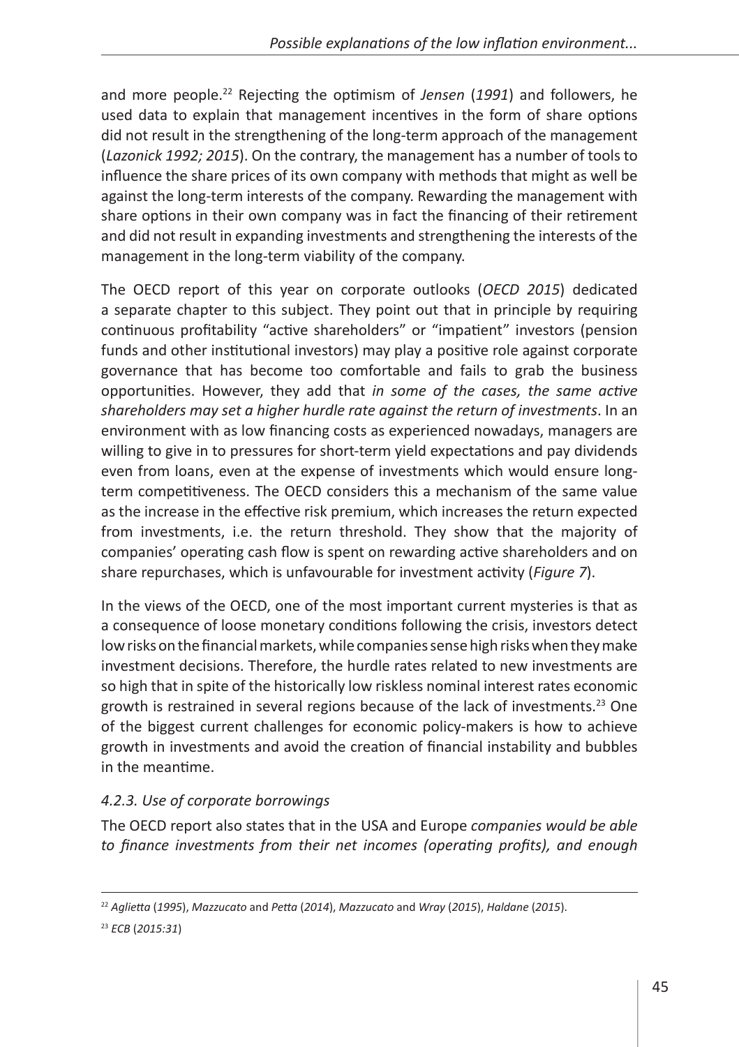and more people.[22] Rejecting the optimism of *Jensen* (*1991*) and followers, he used data to explain that management incentives in the form of share options did not result in the strengthening of the long-term approach of the management (*Lazonick 1992; 2015*). On the contrary, the management has a number of tools to influence the share prices of its own company with methods that might as well be against the long-term interests of the company. Rewarding the management with share options in their own company was in fact the financing of their retirement and did not result in expanding investments and strengthening the interests of the management in the long-term viability of the company.

The OECD report of this year on corporate outlooks (*OECD 2015*) dedicated a separate chapter to this subject. They point out that in principle by requiring continuous profitability "active shareholders" or "impatient" investors (pension funds and other institutional investors) may play a positive role against corporate governance that has become too comfortable and fails to grab the business opportunities. However, they add that *in some of the cases, the same active shareholders may set a higher hurdle rate against the return of investments*. In an environment with as low financing costs as experienced nowadays, managers are willing to give in to pressures for short-term yield expectations and pay dividends even from loans, even at the expense of investments which would ensure long-term competitiveness. The OECD considers this a mechanism of the same value as the increase in the effective risk premium, which increases the return expected from investments, i.e. the return threshold. They show that the majority of companies' operating cash flow is spent on rewarding active shareholders and on share repurchases, which is unfavourable for investment activity (*Figure 7*).

In the views of the OECD, one of the most important current mysteries is that as a consequence of loose monetary conditions following the crisis, investors detect low risks on the financial markets, while companies sense high risks when they make investment decisions. Therefore, the hurdle rates related to new investments are so high that in spite of the historically low riskless nominal interest rates economic growth is restrained in several regions because of the lack of investments.[23] One of the biggest current challenges for economic policy-makers is how to achieve growth in investments and avoid the creation of financial instability and bubbles in the meantime.

### *4.2.3. Use of corporate borrowings*

The OECD report also states that in the USA and Europe *companies would be able to finance investments from their net incomes (operating profits), and enough*

---

[22] *Aglietta* (*1995*), *Mazzucato* and *Petta* (*2014*), *Mazzucato* and *Wray* (*2015*), *Haldane* (*2015*).

[23] *ECB* (*2015:31*)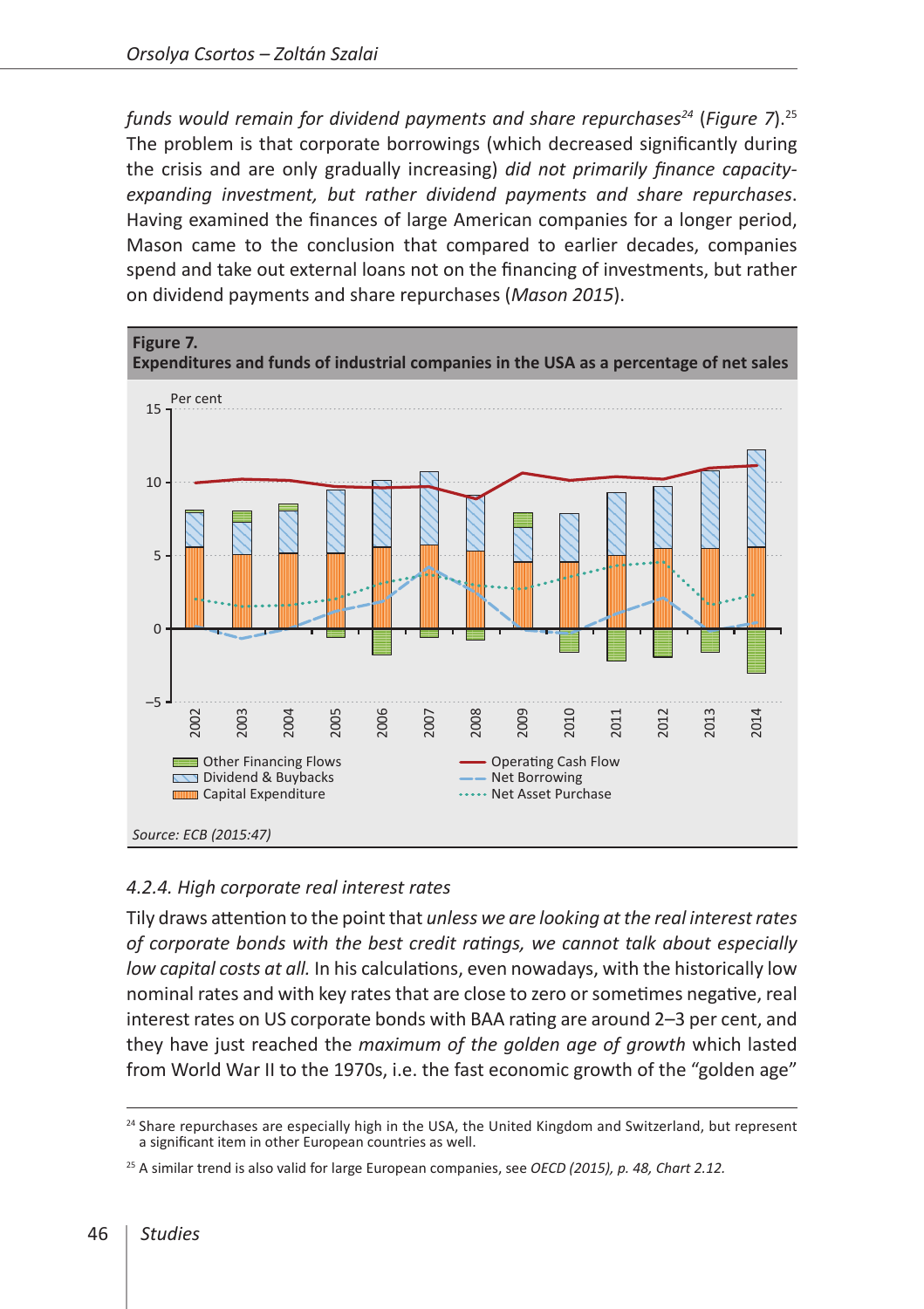*funds would remain for dividend payments and share repurchases*[24] (*Figure 7*).[25] The problem is that corporate borrowings (which decreased significantly during the crisis and are only gradually increasing) *did not primarily finance capacity-expanding investment, but rather dividend payments and share repurchases*. Having examined the finances of large American companies for a longer period, Mason came to the conclusion that compared to earlier decades, companies spend and take out external loans not on the financing of investments, but rather on dividend payments and share repurchases (*Mason 2015*).

**Figure 7.**
**Expenditures and funds of industrial companies in the USA as a percentage of net sales**

*Source: ECB (2015:47)*

*4.2.4. High corporate real interest rates*

Tily draws attention to the point that *unless we are looking at the real interest rates of corporate bonds with the best credit ratings, we cannot talk about especially low capital costs at all.* In his calculations, even nowadays, with the historically low nominal rates and with key rates that are close to zero or sometimes negative, real interest rates on US corporate bonds with BAA rating are around 2–3 per cent, and they have just reached the *maximum of the golden age of growth* which lasted from World War II to the 1970s, i.e. the fast economic growth of the "golden age"

[24] Share repurchases are especially high in the USA, the United Kingdom and Switzerland, but represent a significant item in other European countries as well.

[25] A similar trend is also valid for large European companies, see *OECD (2015), p. 48, Chart 2.12.*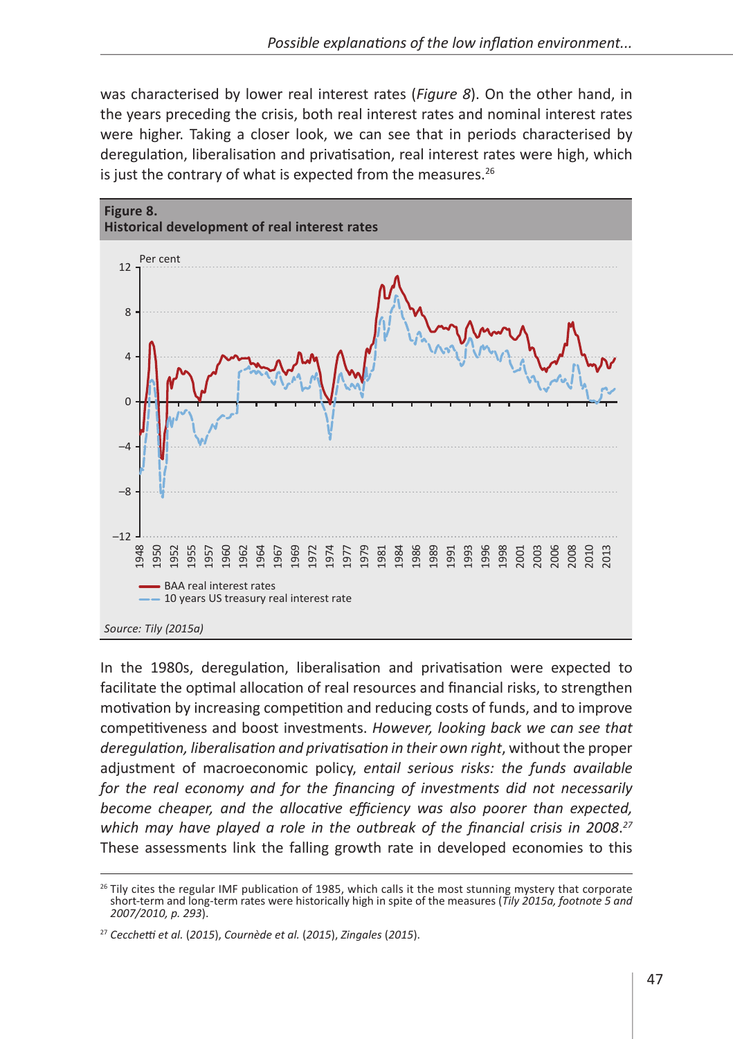was characterised by lower real interest rates (*Figure 8*). On the other hand, in the years preceding the crisis, both real interest rates and nominal interest rates were higher. Taking a closer look, we can see that in periods characterised by deregulation, liberalisation and privatisation, real interest rates were high, which is just the contrary of what is expected from the measures.[26]

**Figure 8.**
**Historical development of real interest rates**

*Source: Tily (2015a)*

In the 1980s, deregulation, liberalisation and privatisation were expected to facilitate the optimal allocation of real resources and financial risks, to strengthen motivation by increasing competition and reducing costs of funds, and to improve competitiveness and boost investments. *However, looking back we can see that deregulation, liberalisation and privatisation in their own right*, without the proper adjustment of macroeconomic policy, *entail serious risks: the funds available for the real economy and for the financing of investments did not necessarily become cheaper, and the allocative efficiency was also poorer than expected, which may have played a role in the outbreak of the financial crisis in 2008.*[27] These assessments link the falling growth rate in developed economies to this

---

[26] Tily cites the regular IMF publication of 1985, which calls it the most stunning mystery that corporate short-term and long-term rates were historically high in spite of the measures (*Tily 2015a, footnote 5 and 2007/2010, p. 293*).

[27] *Cecchetti et al.* (*2015*), *Cournède et al.* (*2015*), *Zingales* (*2015*).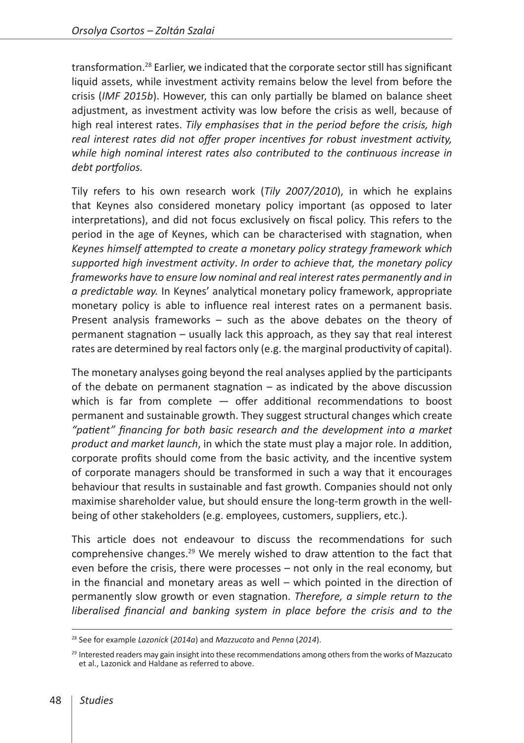transformation.[28] Earlier, we indicated that the corporate sector still has significant liquid assets, while investment activity remains below the level from before the crisis (*IMF 2015b*). However, this can only partially be blamed on balance sheet adjustment, as investment activity was low before the crisis as well, because of high real interest rates. *Tily emphasises that in the period before the crisis, high real interest rates did not offer proper incentives for robust investment activity, while high nominal interest rates also contributed to the continuous increase in debt portfolios.*

Tily refers to his own research work (*Tily 2007/2010*), in which he explains that Keynes also considered monetary policy important (as opposed to later interpretations), and did not focus exclusively on fiscal policy. This refers to the period in the age of Keynes, which can be characterised with stagnation, when *Keynes himself attempted to create a monetary policy strategy framework which supported high investment activity*. *In order to achieve that, the monetary policy frameworks have to ensure low nominal and real interest rates permanently and in a predictable way.* In Keynes' analytical monetary policy framework, appropriate monetary policy is able to influence real interest rates on a permanent basis. Present analysis frameworks – such as the above debates on the theory of permanent stagnation – usually lack this approach, as they say that real interest rates are determined by real factors only (e.g. the marginal productivity of capital).

The monetary analyses going beyond the real analyses applied by the participants of the debate on permanent stagnation – as indicated by the above discussion which is far from complete — offer additional recommendations to boost permanent and sustainable growth. They suggest structural changes which create *"patient" financing for both basic research and the development into a market product and market launch*, in which the state must play a major role. In addition, corporate profits should come from the basic activity, and the incentive system of corporate managers should be transformed in such a way that it encourages behaviour that results in sustainable and fast growth. Companies should not only maximise shareholder value, but should ensure the long-term growth in the well-being of other stakeholders (e.g. employees, customers, suppliers, etc.).

This article does not endeavour to discuss the recommendations for such comprehensive changes.[29] We merely wished to draw attention to the fact that even before the crisis, there were processes – not only in the real economy, but in the financial and monetary areas as well – which pointed in the direction of permanently slow growth or even stagnation. *Therefore, a simple return to the liberalised financial and banking system in place before the crisis and to the*

[28] See for example *Lazonick* (*2014a*) and *Mazzucato* and *Penna* (*2014*).

[29] Interested readers may gain insight into these recommendations among others from the works of Mazzucato et al., Lazonick and Haldane as referred to above.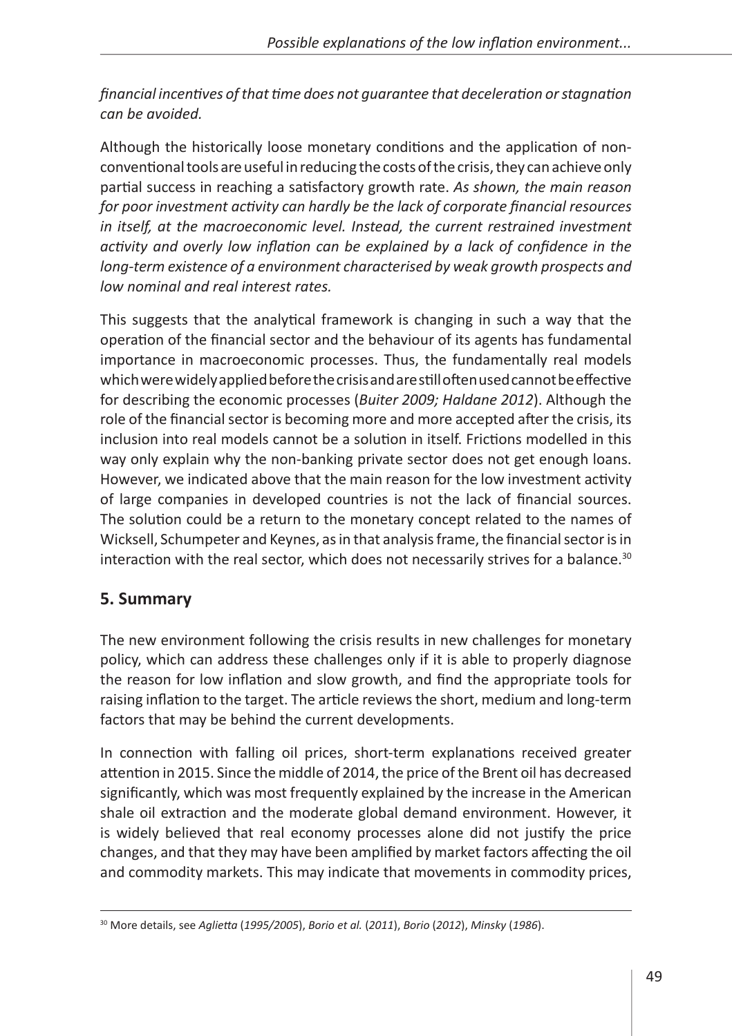*financial incentives of that time does not guarantee that deceleration or stagnation can be avoided.*

Although the historically loose monetary conditions and the application of non-conventional tools are useful in reducing the costs of the crisis, they can achieve only partial success in reaching a satisfactory growth rate. *As shown, the main reason for poor investment activity can hardly be the lack of corporate financial resources in itself, at the macroeconomic level. Instead, the current restrained investment activity and overly low inflation can be explained by a lack of confidence in the long-term existence of a environment characterised by weak growth prospects and low nominal and real interest rates.*

This suggests that the analytical framework is changing in such a way that the operation of the financial sector and the behaviour of its agents has fundamental importance in macroeconomic processes. Thus, the fundamentally real models which were widely applied before the crisis and are still often used cannot be effective for describing the economic processes (*Buiter 2009; Haldane 2012*). Although the role of the financial sector is becoming more and more accepted after the crisis, its inclusion into real models cannot be a solution in itself. Frictions modelled in this way only explain why the non-banking private sector does not get enough loans. However, we indicated above that the main reason for the low investment activity of large companies in developed countries is not the lack of financial sources. The solution could be a return to the monetary concept related to the names of Wicksell, Schumpeter and Keynes, as in that analysis frame, the financial sector is in interaction with the real sector, which does not necessarily strives for a balance.[30]

## 5. Summary

The new environment following the crisis results in new challenges for monetary policy, which can address these challenges only if it is able to properly diagnose the reason for low inflation and slow growth, and find the appropriate tools for raising inflation to the target. The article reviews the short, medium and long-term factors that may be behind the current developments.

In connection with falling oil prices, short-term explanations received greater attention in 2015. Since the middle of 2014, the price of the Brent oil has decreased significantly, which was most frequently explained by the increase in the American shale oil extraction and the moderate global demand environment. However, it is widely believed that real economy processes alone did not justify the price changes, and that they may have been amplified by market factors affecting the oil and commodity markets. This may indicate that movements in commodity prices,

[30] More details, see *Aglietta* (*1995/2005*), *Borio et al.* (*2011*), *Borio* (*2012*), *Minsky* (*1986*).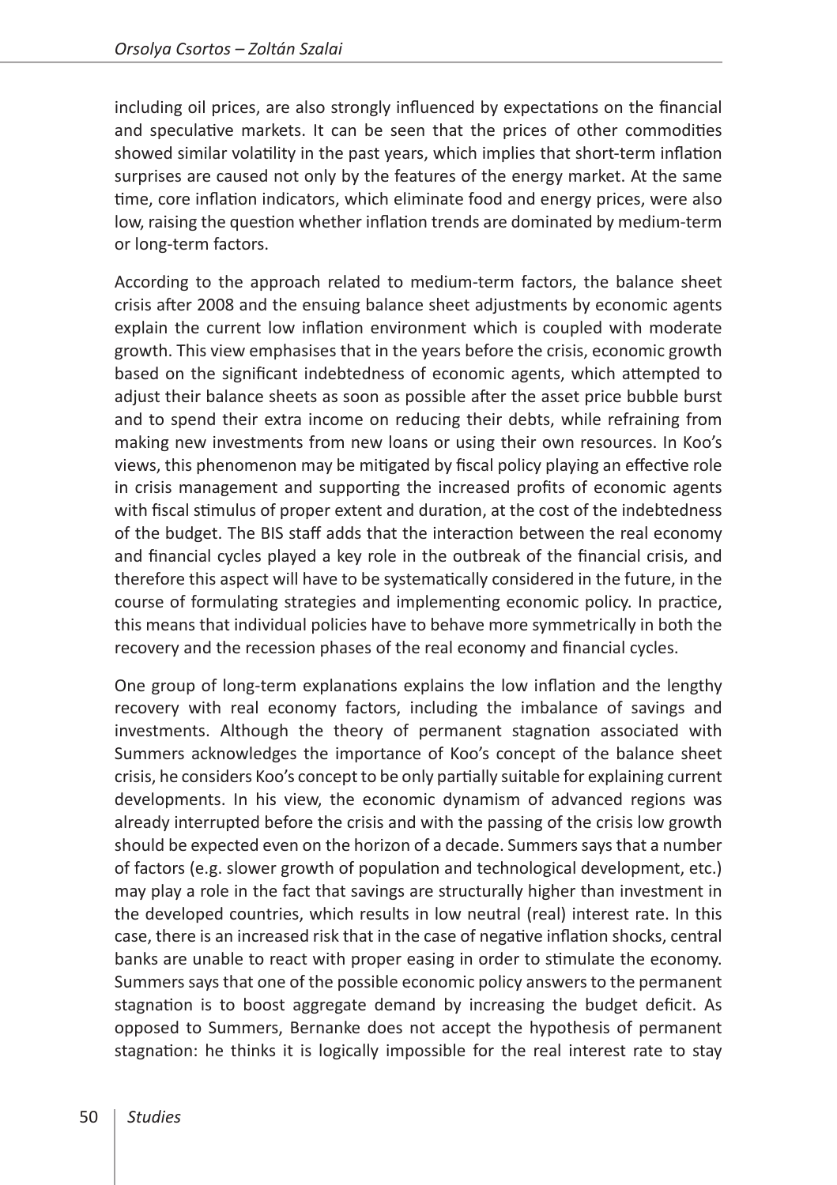including oil prices, are also strongly influenced by expectations on the financial and speculative markets. It can be seen that the prices of other commodities showed similar volatility in the past years, which implies that short-term inflation surprises are caused not only by the features of the energy market. At the same time, core inflation indicators, which eliminate food and energy prices, were also low, raising the question whether inflation trends are dominated by medium-term or long-term factors.

According to the approach related to medium-term factors, the balance sheet crisis after 2008 and the ensuing balance sheet adjustments by economic agents explain the current low inflation environment which is coupled with moderate growth. This view emphasises that in the years before the crisis, economic growth based on the significant indebtedness of economic agents, which attempted to adjust their balance sheets as soon as possible after the asset price bubble burst and to spend their extra income on reducing their debts, while refraining from making new investments from new loans or using their own resources. In Koo's views, this phenomenon may be mitigated by fiscal policy playing an effective role in crisis management and supporting the increased profits of economic agents with fiscal stimulus of proper extent and duration, at the cost of the indebtedness of the budget. The BIS staff adds that the interaction between the real economy and financial cycles played a key role in the outbreak of the financial crisis, and therefore this aspect will have to be systematically considered in the future, in the course of formulating strategies and implementing economic policy. In practice, this means that individual policies have to behave more symmetrically in both the recovery and the recession phases of the real economy and financial cycles.

One group of long-term explanations explains the low inflation and the lengthy recovery with real economy factors, including the imbalance of savings and investments. Although the theory of permanent stagnation associated with Summers acknowledges the importance of Koo's concept of the balance sheet crisis, he considers Koo's concept to be only partially suitable for explaining current developments. In his view, the economic dynamism of advanced regions was already interrupted before the crisis and with the passing of the crisis low growth should be expected even on the horizon of a decade. Summers says that a number of factors (e.g. slower growth of population and technological development, etc.) may play a role in the fact that savings are structurally higher than investment in the developed countries, which results in low neutral (real) interest rate. In this case, there is an increased risk that in the case of negative inflation shocks, central banks are unable to react with proper easing in order to stimulate the economy. Summers says that one of the possible economic policy answers to the permanent stagnation is to boost aggregate demand by increasing the budget deficit. As opposed to Summers, Bernanke does not accept the hypothesis of permanent stagnation: he thinks it is logically impossible for the real interest rate to stay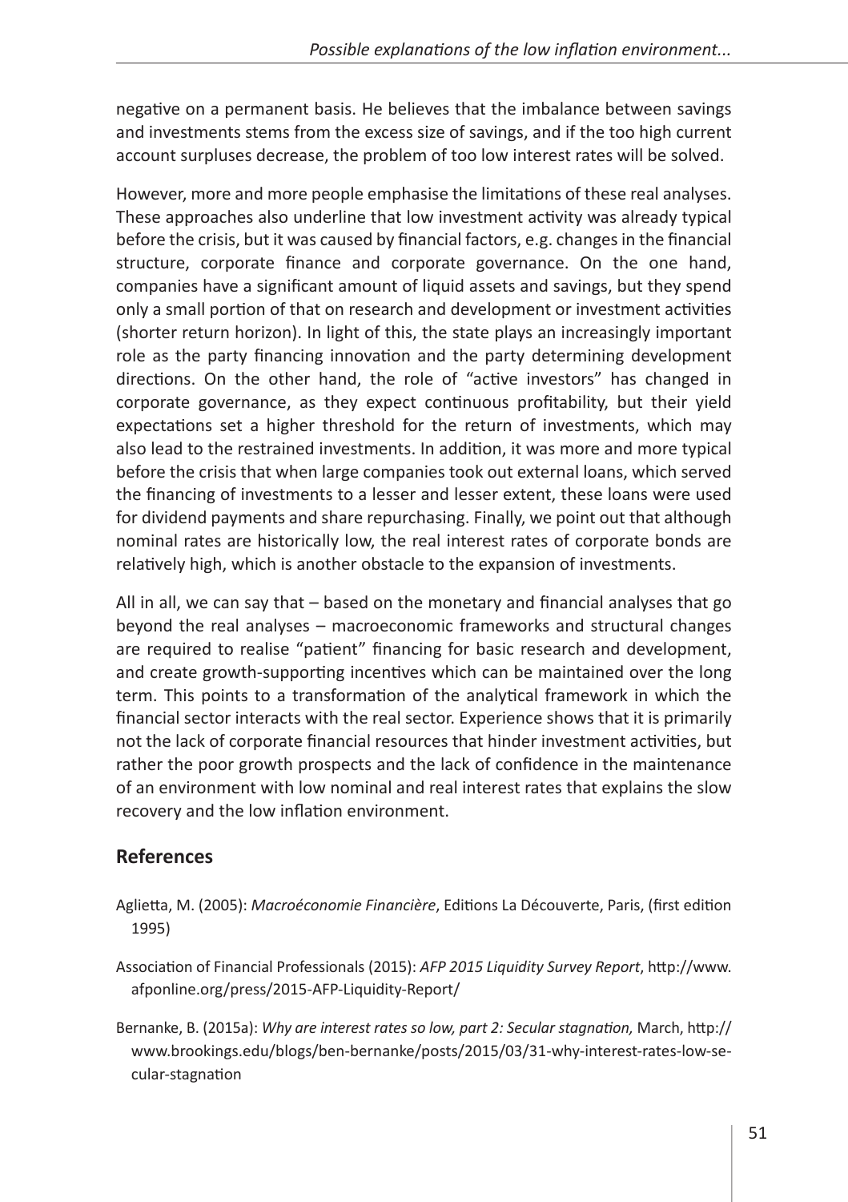negative on a permanent basis. He believes that the imbalance between savings and investments stems from the excess size of savings, and if the too high current account surpluses decrease, the problem of too low interest rates will be solved.

However, more and more people emphasise the limitations of these real analyses. These approaches also underline that low investment activity was already typical before the crisis, but it was caused by financial factors, e.g. changes in the financial structure, corporate finance and corporate governance. On the one hand, companies have a significant amount of liquid assets and savings, but they spend only a small portion of that on research and development or investment activities (shorter return horizon). In light of this, the state plays an increasingly important role as the party financing innovation and the party determining development directions. On the other hand, the role of "active investors" has changed in corporate governance, as they expect continuous profitability, but their yield expectations set a higher threshold for the return of investments, which may also lead to the restrained investments. In addition, it was more and more typical before the crisis that when large companies took out external loans, which served the financing of investments to a lesser and lesser extent, these loans were used for dividend payments and share repurchasing. Finally, we point out that although nominal rates are historically low, the real interest rates of corporate bonds are relatively high, which is another obstacle to the expansion of investments.

All in all, we can say that – based on the monetary and financial analyses that go beyond the real analyses – macroeconomic frameworks and structural changes are required to realise "patient" financing for basic research and development, and create growth-supporting incentives which can be maintained over the long term. This points to a transformation of the analytical framework in which the financial sector interacts with the real sector. Experience shows that it is primarily not the lack of corporate financial resources that hinder investment activities, but rather the poor growth prospects and the lack of confidence in the maintenance of an environment with low nominal and real interest rates that explains the slow recovery and the low inflation environment.

## References

Aglietta, M. (2005): *Macroéconomie Financière*, Editions La Découverte, Paris, (first edition 1995)

Association of Financial Professionals (2015): *AFP 2015 Liquidity Survey Report*, http://www.afponline.org/press/2015-AFP-Liquidity-Report/

Bernanke, B. (2015a): *Why are interest rates so low, part 2: Secular stagnation,* March, http://www.brookings.edu/blogs/ben-bernanke/posts/2015/03/31-why-interest-rates-low-secular-stagnation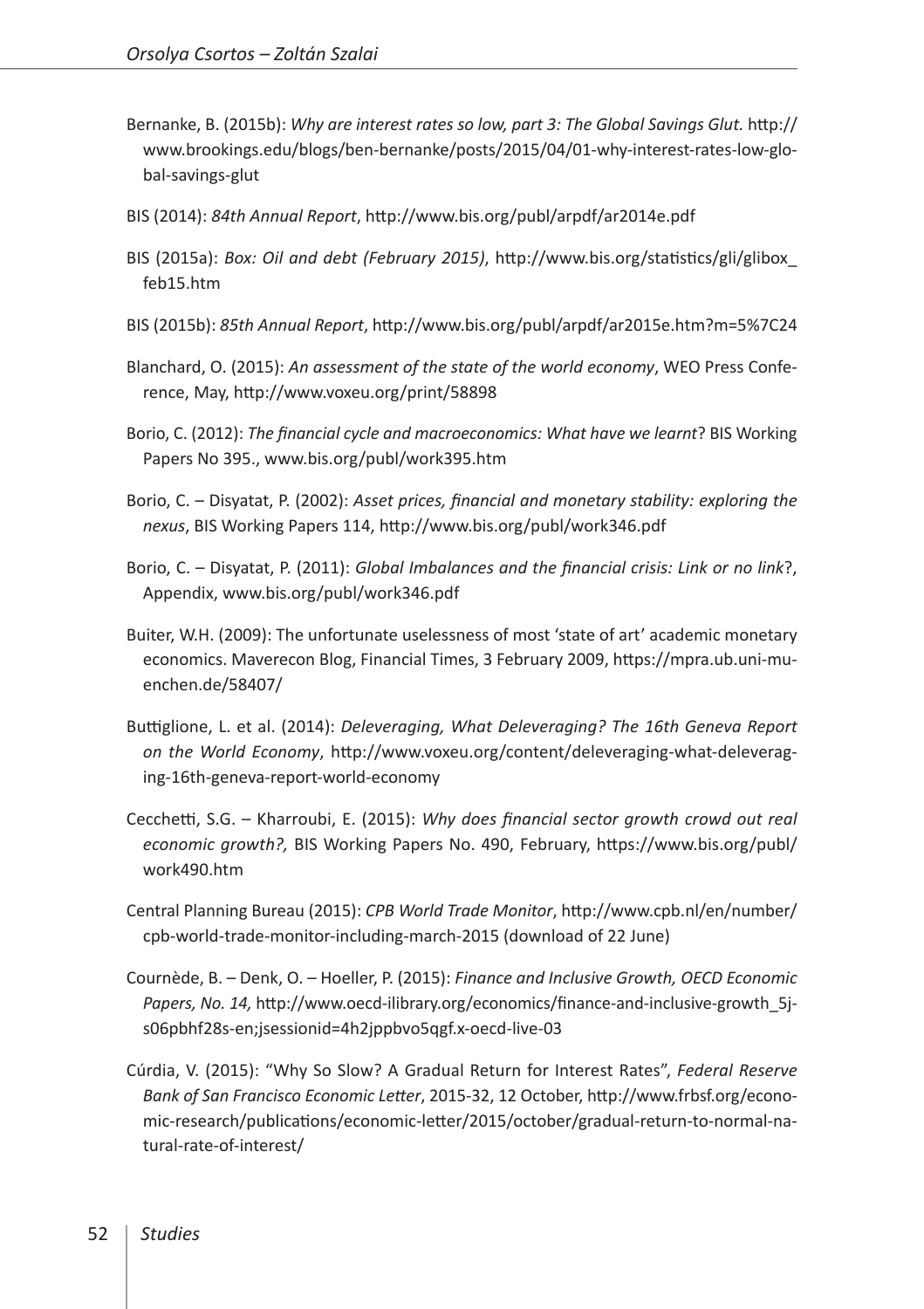Bernanke, B. (2015b): *Why are interest rates so low, part 3: The Global Savings Glut.* http://www.brookings.edu/blogs/ben-bernanke/posts/2015/04/01-why-interest-rates-low-global-savings-glut

BIS (2014): *84th Annual Report*, http://www.bis.org/publ/arpdf/ar2014e.pdf

BIS (2015a): *Box: Oil and debt (February 2015)*, http://www.bis.org/statistics/gli/glibox_feb15.htm

BIS (2015b): *85th Annual Report*, http://www.bis.org/publ/arpdf/ar2015e.htm?m=5%7C24

Blanchard, O. (2015): *An assessment of the state of the world economy*, WEO Press Conference, May, http://www.voxeu.org/print/58898

Borio, C. (2012): *The financial cycle and macroeconomics: What have we learnt*? BIS Working Papers No 395., www.bis.org/publ/work395.htm

Borio, C. – Disyatat, P. (2002): *Asset prices, financial and monetary stability: exploring the nexus*, BIS Working Papers 114, http://www.bis.org/publ/work346.pdf

Borio, C. – Disyatat, P. (2011): *Global Imbalances and the financial crisis: Link or no link*?, Appendix, www.bis.org/publ/work346.pdf

Buiter, W.H. (2009): The unfortunate uselessness of most 'state of art' academic monetary economics. Maverecon Blog, Financial Times, 3 February 2009, https://mpra.ub.uni-muenchen.de/58407/

Buttiglione, L. et al. (2014): *Deleveraging, What Deleveraging? The 16th Geneva Report on the World Economy*, http://www.voxeu.org/content/deleveraging-what-deleveraging-16th-geneva-report-world-economy

Cecchetti, S.G. – Kharroubi, E. (2015): *Why does financial sector growth crowd out real economic growth?,* BIS Working Papers No. 490, February, https://www.bis.org/publ/work490.htm

Central Planning Bureau (2015): *CPB World Trade Monitor*, http://www.cpb.nl/en/number/cpb-world-trade-monitor-including-march-2015 (download of 22 June)

Cournède, B. – Denk, O. – Hoeller, P. (2015): *Finance and Inclusive Growth, OECD Economic Papers, No. 14,* http://www.oecd-ilibrary.org/economics/finance-and-inclusive-growth_5js06pbhf28s-en;jsessionid=4h2jppbvo5qgf.x-oecd-live-03

Cúrdia, V. (2015): "Why So Slow? A Gradual Return for Interest Rates", *Federal Reserve Bank of San Francisco Economic Letter*, 2015-32, 12 October, http://www.frbsf.org/economic-research/publications/economic-letter/2015/october/gradual-return-to-normal-natural-rate-of-interest/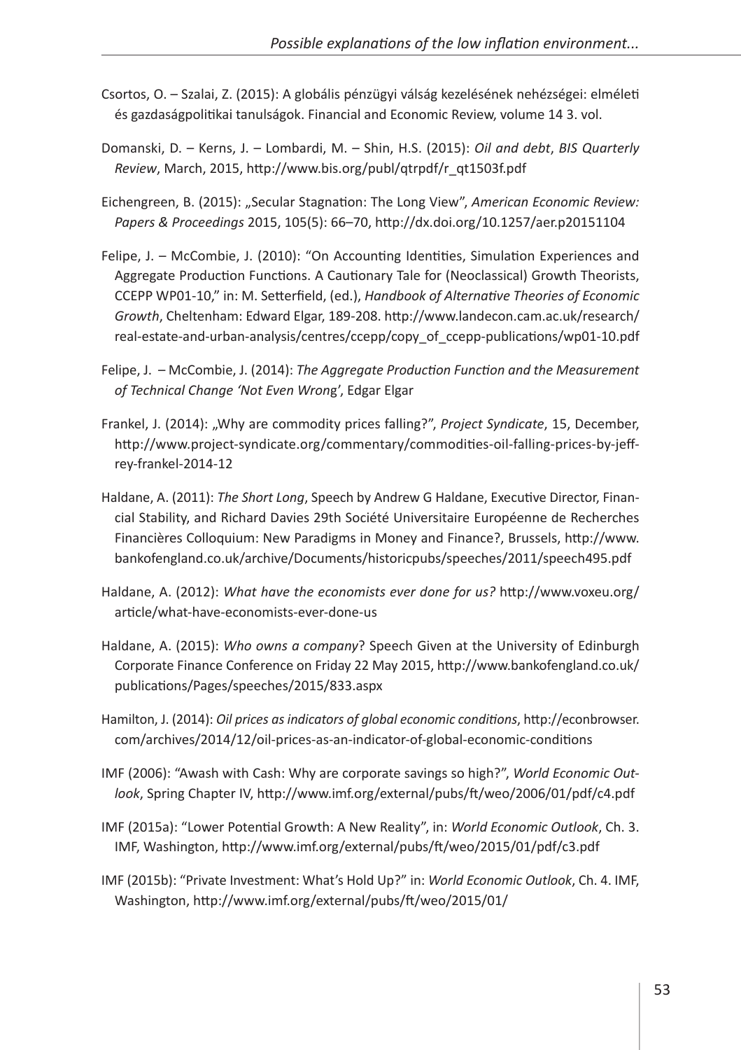Csortos, O. – Szalai, Z. (2015): A globális pénzügyi válság kezelésének nehézségei: elméleti és gazdaságpolitikai tanulságok. Financial and Economic Review, volume 14 3. vol.

Domanski, D. – Kerns, J. – Lombardi, M. – Shin, H.S. (2015): *Oil and debt*, *BIS Quarterly Review*, March, 2015, http://www.bis.org/publ/qtrpdf/r_qt1503f.pdf

Eichengreen, B. (2015): „Secular Stagnation: The Long View", *American Economic Review: Papers & Proceedings* 2015, 105(5): 66–70, http://dx.doi.org/10.1257/aer.p20151104

Felipe, J. – McCombie, J. (2010): "On Accounting Identities, Simulation Experiences and Aggregate Production Functions. A Cautionary Tale for (Neoclassical) Growth Theorists, CCEPP WP01-10," in: M. Setterfield, (ed.), *Handbook of Alternative Theories of Economic Growth*, Cheltenham: Edward Elgar, 189-208. http://www.landecon.cam.ac.uk/research/real-estate-and-urban-analysis/centres/ccepp/copy_of_ccepp-publications/wp01-10.pdf

Felipe, J. – McCombie, J. (2014): *The Aggregate Production Function and the Measurement of Technical Change 'Not Even Wrong'*, Edgar Elgar

Frankel, J. (2014): „Why are commodity prices falling?", *Project Syndicate*, 15, December, http://www.project-syndicate.org/commentary/commodities-oil-falling-prices-by-jeffrey-frankel-2014-12

Haldane, A. (2011): *The Short Long*, Speech by Andrew G Haldane, Executive Director, Financial Stability, and Richard Davies 29th Société Universitaire Européenne de Recherches Financières Colloquium: New Paradigms in Money and Finance?, Brussels, http://www.bankofengland.co.uk/archive/Documents/historicpubs/speeches/2011/speech495.pdf

Haldane, A. (2012): *What have the economists ever done for us?* http://www.voxeu.org/article/what-have-economists-ever-done-us

Haldane, A. (2015): *Who owns a company*? Speech Given at the University of Edinburgh Corporate Finance Conference on Friday 22 May 2015, http://www.bankofengland.co.uk/publications/Pages/speeches/2015/833.aspx

Hamilton, J. (2014): *Oil prices as indicators of global economic conditions*, http://econbrowser.com/archives/2014/12/oil-prices-as-an-indicator-of-global-economic-conditions

IMF (2006): "Awash with Cash: Why are corporate savings so high?", *World Economic Outlook*, Spring Chapter IV, http://www.imf.org/external/pubs/ft/weo/2006/01/pdf/c4.pdf

IMF (2015a): "Lower Potential Growth: A New Reality", in: *World Economic Outlook*, Ch. 3. IMF, Washington, http://www.imf.org/external/pubs/ft/weo/2015/01/pdf/c3.pdf

IMF (2015b): "Private Investment: What's Hold Up?" in: *World Economic Outlook*, Ch. 4. IMF, Washington, http://www.imf.org/external/pubs/ft/weo/2015/01/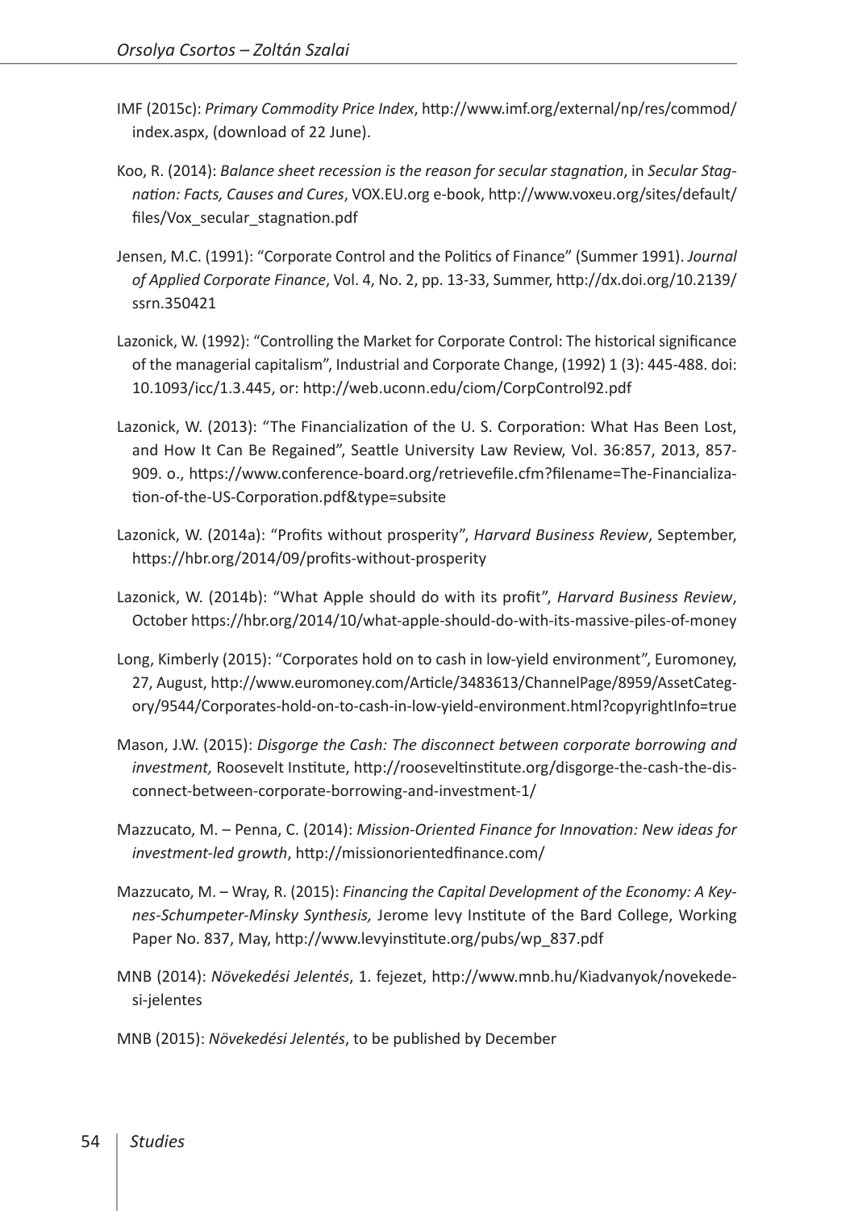IMF (2015c): *Primary Commodity Price Index*, http://www.imf.org/external/np/res/commod/index.aspx, (download of 22 June).

Koo, R. (2014): *Balance sheet recession is the reason for secular stagnation*, in *Secular Stagnation: Facts, Causes and Cures*, VOX.EU.org e-book, http://www.voxeu.org/sites/default/files/Vox_secular_stagnation.pdf

Jensen, M.C. (1991): "Corporate Control and the Politics of Finance" (Summer 1991). *Journal of Applied Corporate Finance*, Vol. 4, No. 2, pp. 13-33, Summer, http://dx.doi.org/10.2139/ssrn.350421

Lazonick, W. (1992): "Controlling the Market for Corporate Control: The historical significance of the managerial capitalism", Industrial and Corporate Change, (1992) 1 (3): 445-488. doi: 10.1093/icc/1.3.445, or: http://web.uconn.edu/ciom/CorpControl92.pdf

Lazonick, W. (2013): "The Financialization of the U. S. Corporation: What Has Been Lost, and How It Can Be Regained", Seattle University Law Review, Vol. 36:857, 2013, 857-909. o., https://www.conference-board.org/retrievefile.cfm?filename=The-Financialization-of-the-US-Corporation.pdf&type=subsite

Lazonick, W. (2014a): "Profits without prosperity", *Harvard Business Review*, September, https://hbr.org/2014/09/profits-without-prosperity

Lazonick, W. (2014b): "What Apple should do with its profit", *Harvard Business Review*, October https://hbr.org/2014/10/what-apple-should-do-with-its-massive-piles-of-money

Long, Kimberly (2015): "Corporates hold on to cash in low-yield environment", Euromoney, 27, August, http://www.euromoney.com/Article/3483613/ChannelPage/8959/AssetCategory/9544/Corporates-hold-on-to-cash-in-low-yield-environment.html?copyrightInfo=true

Mason, J.W. (2015): *Disgorge the Cash: The disconnect between corporate borrowing and investment,* Roosevelt Institute, http://rooseveltinstitute.org/disgorge-the-cash-the-disconnect-between-corporate-borrowing-and-investment-1/

Mazzucato, M. – Penna, C. (2014): *Mission-Oriented Finance for Innovation: New ideas for investment-led growth*, http://missionorientedfinance.com/

Mazzucato, M. – Wray, R. (2015): *Financing the Capital Development of the Economy: A Keynes-Schumpeter-Minsky Synthesis,* Jerome levy Institute of the Bard College, Working Paper No. 837, May, http://www.levyinstitute.org/pubs/wp_837.pdf

MNB (2014): *Növekedési Jelentés*, 1. fejezet, http://www.mnb.hu/Kiadvanyok/novekedesi-jelentes

MNB (2015): *Növekedési Jelentés*, to be published by December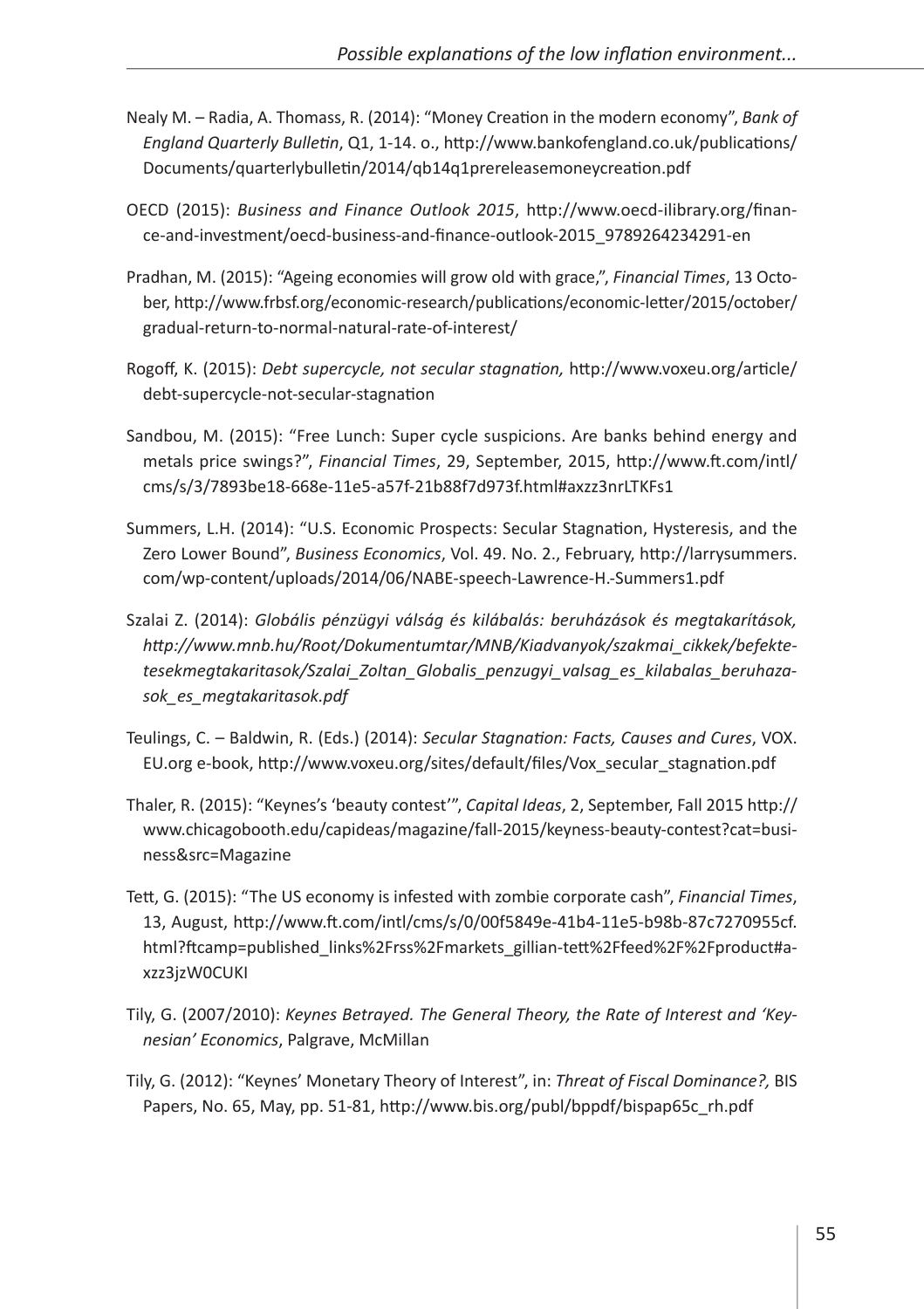Nealy M. – Radia, A. Thomass, R. (2014): "Money Creation in the modern economy", *Bank of England Quarterly Bulletin*, Q1, 1-14. o., http://www.bankofengland.co.uk/publications/Documents/quarterlybulletin/2014/qb14q1prereleasemoneycreation.pdf

OECD (2015): *Business and Finance Outlook 2015*, http://www.oecd-ilibrary.org/finance-and-investment/oecd-business-and-finance-outlook-2015_9789264234291-en

Pradhan, M. (2015): "Ageing economies will grow old with grace,", *Financial Times*, 13 October, http://www.frbsf.org/economic-research/publications/economic-letter/2015/october/gradual-return-to-normal-natural-rate-of-interest/

Rogoff, K. (2015): *Debt supercycle, not secular stagnation,* http://www.voxeu.org/article/debt-supercycle-not-secular-stagnation

Sandbou, M. (2015): "Free Lunch: Super cycle suspicions. Are banks behind energy and metals price swings?", *Financial Times*, 29, September, 2015, http://www.ft.com/intl/cms/s/3/7893be18-668e-11e5-a57f-21b88f7d973f.html#axzz3nrLTKFs1

Summers, L.H. (2014): "U.S. Economic Prospects: Secular Stagnation, Hysteresis, and the Zero Lower Bound", *Business Economics*, Vol. 49. No. 2., February, http://larrysummers.com/wp-content/uploads/2014/06/NABE-speech-Lawrence-H.-Summers1.pdf

Szalai Z. (2014): *Globális pénzügyi válság és kilábalás: beruházások és megtakarítások, http://www.mnb.hu/Root/Dokumentumtar/MNB/Kiadvanyok/szakmai_cikkek/befektetesekmegtakaritasok/Szalai_Zoltan_Globalis_penzugyi_valsag_es_kilabalas_beruhazasok_es_megtakaritasok.pdf*

Teulings, C. – Baldwin, R. (Eds.) (2014): *Secular Stagnation: Facts, Causes and Cures*, VOX.EU.org e-book, http://www.voxeu.org/sites/default/files/Vox_secular_stagnation.pdf

Thaler, R. (2015): "Keynes's 'beauty contest'", *Capital Ideas*, 2, September, Fall 2015 http://www.chicagobooth.edu/capideas/magazine/fall-2015/keyness-beauty-contest?cat=business&src=Magazine

Tett, G. (2015): "The US economy is infested with zombie corporate cash", *Financial Times*, 13, August, http://www.ft.com/intl/cms/s/0/00f5849e-41b4-11e5-b98b-87c7270955cf.html?ftcamp=published_links%2Frss%2Fmarkets_gillian-tett%2Ffeed%2F%2Fproduct#axzz3jzW0CUKI

Tily, G. (2007/2010): *Keynes Betrayed. The General Theory, the Rate of Interest and 'Keynesian' Economics*, Palgrave, McMillan

Tily, G. (2012): "Keynes' Monetary Theory of Interest", in: *Threat of Fiscal Dominance?,* BIS Papers, No. 65, May, pp. 51-81, http://www.bis.org/publ/bppdf/bispap65c_rh.pdf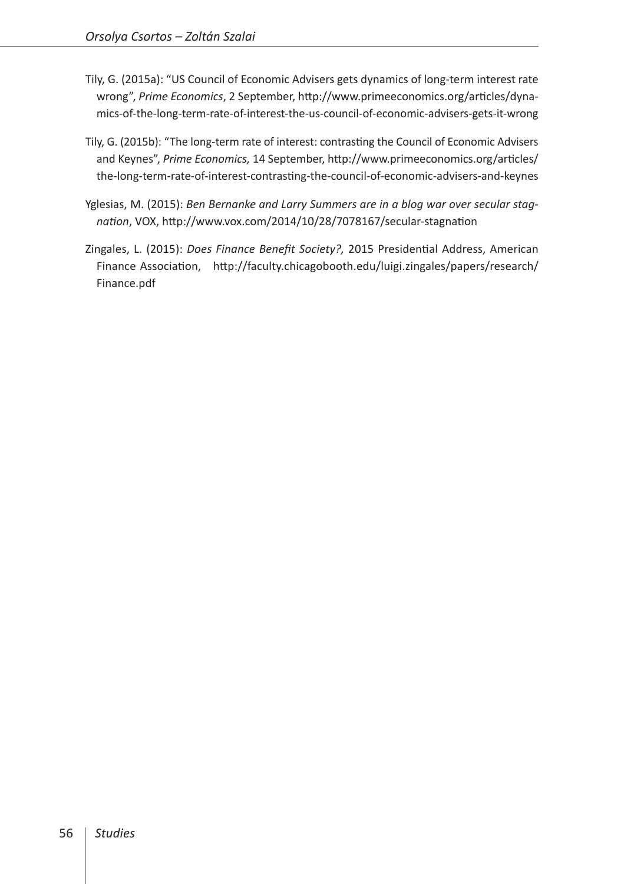Tily, G. (2015a): "US Council of Economic Advisers gets dynamics of long-term interest rate wrong", *Prime Economics*, 2 September, http://www.primeeconomics.org/articles/dynamics-of-the-long-term-rate-of-interest-the-us-council-of-economic-advisers-gets-it-wrong

Tily, G. (2015b): "The long-term rate of interest: contrasting the Council of Economic Advisers and Keynes", *Prime Economics,* 14 September, http://www.primeeconomics.org/articles/the-long-term-rate-of-interest-contrasting-the-council-of-economic-advisers-and-keynes

Yglesias, M. (2015): *Ben Bernanke and Larry Summers are in a blog war over secular stagnation*, VOX, http://www.vox.com/2014/10/28/7078167/secular-stagnation

Zingales, L. (2015): *Does Finance Benefit Society?,* 2015 Presidential Address, American Finance Association, http://faculty.chicagobooth.edu/luigi.zingales/papers/research/Finance.pdf